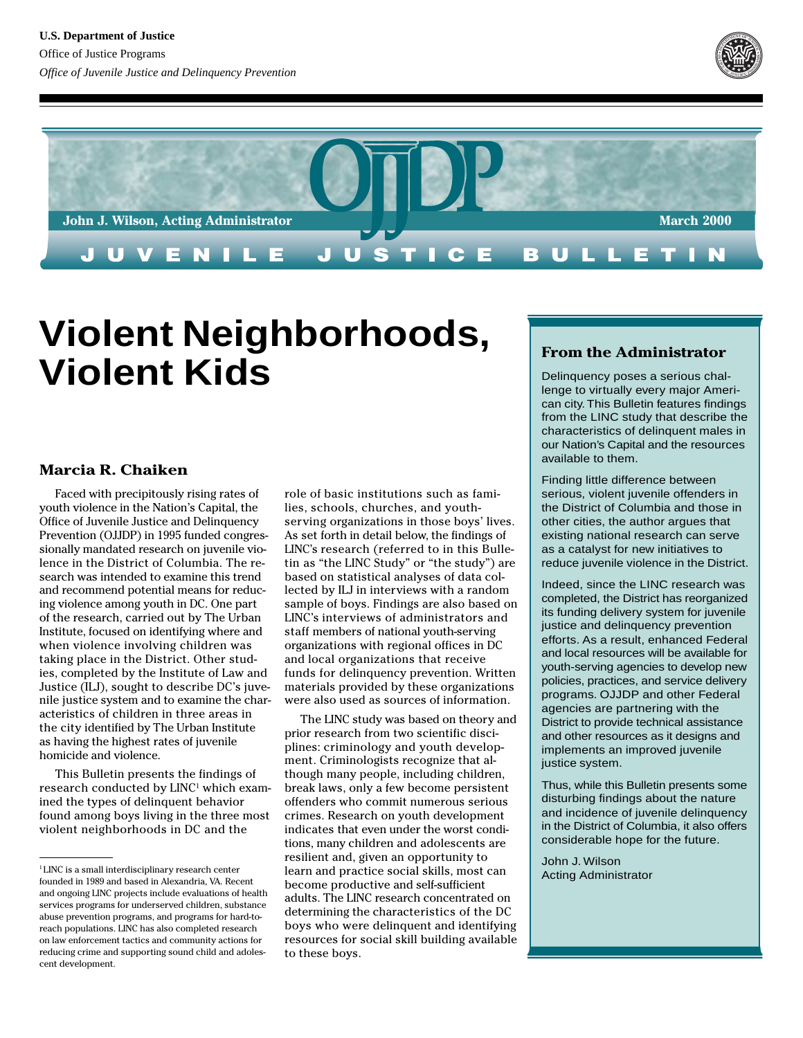U.S. Department of Justice

Office of Justice Programs

*Office of Juvenile Justice and Delinquency Prevention*

OJJDP

John J. Wilson, Acting Administrator

March 2000

JUVENILE JUSTICE BULLETIN

# Violent Neighborhoods, Violent Kids

## Marcia R. Chaiken

Faced with precipitously rising rates of youth violence in the Nation's Capital, the Office of Juvenile Justice and Delinquency Prevention (OJJDP) in 1995 funded congressionally mandated research on juvenile violence in the District of Columbia. The research was intended to examine this trend and recommend potential means for reducing violence among youth in DC. One part of the research, carried out by The Urban Institute, focused on identifying where and when violence involving children was taking place in the District. Other studies, completed by the Institute of Law and Justice (ILJ), sought to describe DC's juvenile justice system and to examine the characteristics of children in three areas in the city identified by The Urban Institute as having the highest rates of juvenile homicide and violence.

This Bulletin presents the findings of research conducted by LINC[1] which examined the types of delinquent behavior found among boys living in the three most violent neighborhoods in DC and the role of basic institutions such as families, schools, churches, and youth-serving organizations in those boys' lives. As set forth in detail below, the findings of LINC's research (referred to in this Bulletin as "the LINC Study" or "the study") are based on statistical analyses of data collected by ILJ in interviews with a random sample of boys. Findings are also based on LINC's interviews of administrators and staff members of national youth-serving organizations with regional offices in DC and local organizations that receive funds for delinquency prevention. Written materials provided by these organizations were also used as sources of information.

The LINC study was based on theory and prior research from two scientific disciplines: criminology and youth development. Criminologists recognize that although many people, including children, break laws, only a few become persistent offenders who commit numerous serious crimes. Research on youth development indicates that even under the worst conditions, many children and adolescents are resilient and, given an opportunity to learn and practice social skills, most can become productive and self-sufficient adults. The LINC research concentrated on determining the characteristics of the DC boys who were delinquent and identifying resources for social skill building available to these boys.

[1] LINC is a small interdisciplinary research center founded in 1989 and based in Alexandria, VA. Recent and ongoing LINC projects include evaluations of health services programs for underserved children, substance abuse prevention programs, and programs for hard-to-reach populations. LINC has also completed research on law enforcement tactics and community actions for reducing crime and supporting sound child and adolescent development.

### From the Administrator

Delinquency poses a serious challenge to virtually every major American city. This Bulletin features findings from the LINC study that describe the characteristics of delinquent males in our Nation's Capital and the resources available to them.

Finding little difference between serious, violent juvenile offenders in the District of Columbia and those in other cities, the author argues that existing national research can serve as a catalyst for new initiatives to reduce juvenile violence in the District.

Indeed, since the LINC research was completed, the District has reorganized its funding delivery system for juvenile justice and delinquency prevention efforts. As a result, enhanced Federal and local resources will be available for youth-serving agencies to develop new policies, practices, and service delivery programs. OJJDP and other Federal agencies are partnering with the District to provide technical assistance and other resources as it designs and implements an improved juvenile justice system.

Thus, while this Bulletin presents some disturbing findings about the nature and incidence of juvenile delinquency in the District of Columbia, it also offers considerable hope for the future.

John J. Wilson
Acting Administrator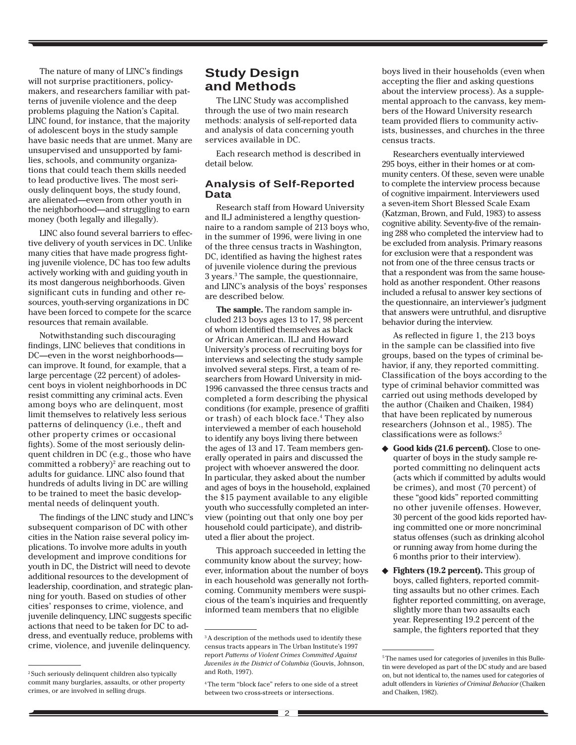The nature of many of LINC's findings will not surprise practitioners, policymakers, and researchers familiar with patterns of juvenile violence and the deep problems plaguing the Nation's Capital. LINC found, for instance, that the majority of adolescent boys in the study sample have basic needs that are unmet. Many are unsupervised and unsupported by families, schools, and community organizations that could teach them skills needed to lead productive lives. The most seriously delinquent boys, the study found, are alienated—even from other youth in the neighborhood—and struggling to earn money (both legally and illegally).

LINC also found several barriers to effective delivery of youth services in DC. Unlike many cities that have made progress fighting juvenile violence, DC has too few adults actively working with and guiding youth in its most dangerous neighborhoods. Given significant cuts in funding and other resources, youth-serving organizations in DC have been forced to compete for the scarce resources that remain available.

Notwithstanding such discouraging findings, LINC believes that conditions in DC—even in the worst neighborhoods—can improve. It found, for example, that a large percentage (22 percent) of adolescent boys in violent neighborhoods in DC resist committing any criminal acts. Even among boys who are delinquent, most limit themselves to relatively less serious patterns of delinquency (i.e., theft and other property crimes or occasional fights). Some of the most seriously delinquent children in DC (e.g., those who have committed a robbery)[2] are reaching out to adults for guidance. LINC also found that hundreds of adults living in DC are willing to be trained to meet the basic developmental needs of delinquent youth.

The findings of the LINC study and LINC's subsequent comparison of DC with other cities in the Nation raise several policy implications. To involve more adults in youth development and improve conditions for youth in DC, the District will need to devote additional resources to the development of leadership, coordination, and strategic planning for youth. Based on studies of other cities' responses to crime, violence, and juvenile delinquency, LINC suggests specific actions that need to be taken for DC to address, and eventually reduce, problems with crime, violence, and juvenile delinquency.

[2] Such seriously delinquent children also typically commit many burglaries, assaults, or other property crimes, or are involved in selling drugs.

## Study Design and Methods

The LINC Study was accomplished through the use of two main research methods: analysis of self-reported data and analysis of data concerning youth services available in DC.

Each research method is described in detail below.

### Analysis of Self-Reported Data

Research staff from Howard University and ILJ administered a lengthy questionnaire to a random sample of 213 boys who, in the summer of 1996, were living in one of the three census tracts in Washington, DC, identified as having the highest rates of juvenile violence during the previous 3 years.[3] The sample, the questionnaire, and LINC's analysis of the boys' responses are described below.

**The sample.** The random sample included 213 boys ages 13 to 17, 98 percent of whom identified themselves as black or African American. ILJ and Howard University's process of recruiting boys for interviews and selecting the study sample involved several steps. First, a team of researchers from Howard University in mid-1996 canvassed the three census tracts and completed a form describing the physical conditions (for example, presence of graffiti or trash) of each block face.[4] They also interviewed a member of each household to identify any boys living there between the ages of 13 and 17. Team members generally operated in pairs and discussed the project with whoever answered the door. In particular, they asked about the number and ages of boys in the household, explained the $15 payment available to any eligible youth who successfully completed an interview (pointing out that only one boy per household could participate), and distributed a flier about the project.

This approach succeeded in letting the community know about the survey; however, information about the number of boys in each household was generally not forthcoming. Community members were suspicious of the team's inquiries and frequently informed team members that no eligible boys lived in their households (even when accepting the flier and asking questions about the interview process). As a supplemental approach to the canvass, key members of the Howard University research team provided fliers to community activists, businesses, and churches in the three census tracts.

[3] A description of the methods used to identify these census tracts appears in The Urban Institute's 1997 report *Patterns of Violent Crimes Committed Against Juveniles in the District of Columbia* (Gouvis, Johnson, and Roth, 1997).

[4] The term "block face" refers to one side of a street between two cross-streets or intersections.

Researchers eventually interviewed 295 boys, either in their homes or at community centers. Of these, seven were unable to complete the interview process because of cognitive impairment. Interviewers used a seven-item Short Blessed Scale Exam (Katzman, Brown, and Fuld, 1983) to assess cognitive ability. Seventy-five of the remaining 288 who completed the interview had to be excluded from analysis. Primary reasons for exclusion were that a respondent was not from one of the three census tracts or that a respondent was from the same household as another respondent. Other reasons included a refusal to answer key sections of the questionnaire, an interviewer's judgment that answers were untruthful, and disruptive behavior during the interview.

As reflected in figure 1, the 213 boys in the sample can be classified into five groups, based on the types of criminal behavior, if any, they reported committing. Classification of the boys according to the type of criminal behavior committed was carried out using methods developed by the author (Chaiken and Chaiken, 1984) that have been replicated by numerous researchers (Johnson et al., 1985). The classifications were as follows:[5]

- **Good kids (21.6 percent).** Close to one-quarter of boys in the study sample reported committing no delinquent acts (acts which if committed by adults would be crimes), and most (70 percent) of these "good kids" reported committing no other juvenile offenses. However, 30 percent of the good kids reported having committed one or more noncriminal status offenses (such as drinking alcohol or running away from home during the 6 months prior to their interview).
- **Fighters (19.2 percent).** This group of boys, called fighters, reported committing assaults but no other crimes. Each fighter reported committing, on average, slightly more than two assaults each year. Representing 19.2 percent of the sample, the fighters reported that they

[5] The names used for categories of juveniles in this Bulletin were developed as part of the DC study and are based on, but not identical to, the names used for categories of adult offenders in *Varieties of Criminal Behavior* (Chaiken and Chaiken, 1982).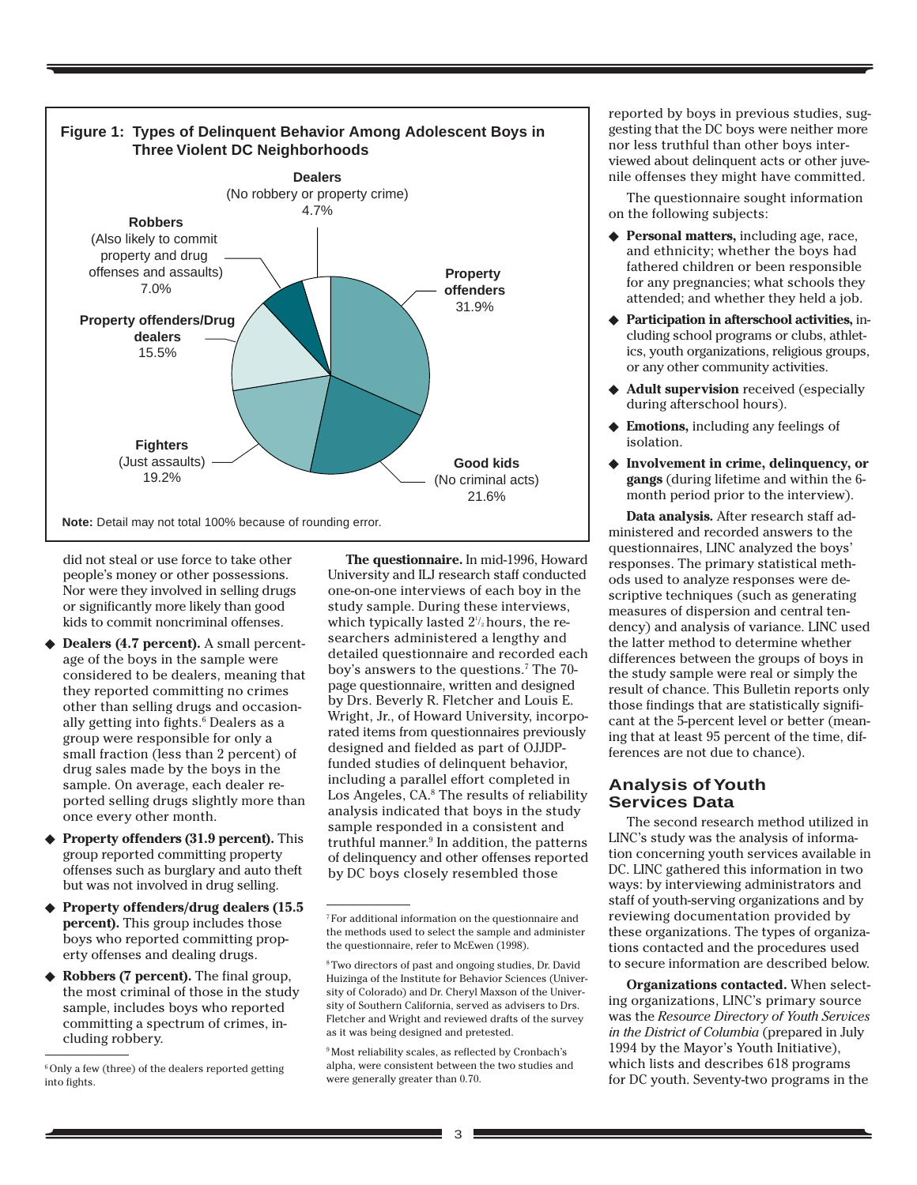**Figure 1: Types of Delinquent Behavior Among Adolescent Boys in Three Violent DC Neighborhoods**

- **Property offenders** 31.9%
- **Good kids** (No criminal acts) 21.6%
- **Fighters** (Just assaults) 19.2%
- **Property offenders/Drug dealers** 15.5%
- **Robbers** (Also likely to commit property and drug offenses and assaults) 7.0%
- **Dealers** (No robbery or property crime) 4.7%

**Note:** Detail may not total 100% because of rounding error.

did not steal or use force to take other people's money or other possessions. Nor were they involved in selling drugs or significantly more likely than good kids to commit noncriminal offenses.

- **Dealers (4.7 percent).** A small percentage of the boys in the sample were considered to be dealers, meaning that they reported committing no crimes other than selling drugs and occasionally getting into fights.[6] Dealers as a group were responsible for only a small fraction (less than 2 percent) of drug sales made by the boys in the sample. On average, each dealer reported selling drugs slightly more than once every other month.
- **Property offenders (31.9 percent).** This group reported committing property offenses such as burglary and auto theft but was not involved in drug selling.
- **Property offenders/drug dealers (15.5 percent).** This group includes those boys who reported committing property offenses and dealing drugs.
- **Robbers (7 percent).** The final group, the most criminal of those in the study sample, includes boys who reported committing a spectrum of crimes, including robbery.

**The questionnaire.** In mid-1996, Howard University and ILJ research staff conducted one-on-one interviews of each boy in the study sample. During these interviews, which typically lasted 2½ hours, the researchers administered a lengthy and detailed questionnaire and recorded each boy's answers to the questions.[7] The 70-page questionnaire, written and designed by Drs. Beverly R. Fletcher and Louis E. Wright, Jr., of Howard University, incorporated items from questionnaires previously designed and fielded as part of OJJDP-funded studies of delinquent behavior, including a parallel effort completed in Los Angeles, CA.[8] The results of reliability analysis indicated that boys in the study sample responded in a consistent and truthful manner.[9] In addition, the patterns of delinquency and other offenses reported by DC boys closely resembled those reported by boys in previous studies, suggesting that the DC boys were neither more nor less truthful than other boys interviewed about delinquent acts or other juvenile offenses they might have committed.

The questionnaire sought information on the following subjects:

- **Personal matters,** including age, race, and ethnicity; whether the boys had fathered children or been responsible for any pregnancies; what schools they attended; and whether they held a job.
- **Participation in afterschool activities,** including school programs or clubs, athletics, youth organizations, religious groups, or any other community activities.
- **Adult supervision** received (especially during afterschool hours).
- **Emotions,** including any feelings of isolation.
- **Involvement in crime, delinquency, or gangs** (during lifetime and within the 6-month period prior to the interview).

**Data analysis.** After research staff administered and recorded answers to the questionnaires, LINC analyzed the boys' responses. The primary statistical methods used to analyze responses were descriptive techniques (such as generating measures of dispersion and central tendency) and analysis of variance. LINC used the latter method to determine whether differences between the groups of boys in the study sample were real or simply the result of chance. This Bulletin reports only those findings that are statistically significant at the 5-percent level or better (meaning that at least 95 percent of the time, differences are not due to chance).

## Analysis of Youth Services Data

The second research method utilized in LINC's study was the analysis of information concerning youth services available in DC. LINC gathered this information in two ways: by interviewing administrators and staff of youth-serving organizations and by reviewing documentation provided by these organizations. The types of organizations contacted and the procedures used to secure information are described below.

**Organizations contacted.** When selecting organizations, LINC's primary source was the *Resource Directory of Youth Services in the District of Columbia* (prepared in July 1994 by the Mayor's Youth Initiative), which lists and describes 618 programs for DC youth. Seventy-two programs in the

---

[6] Only a few (three) of the dealers reported getting into fights.

[7] For additional information on the questionnaire and the methods used to select the sample and administer the questionnaire, refer to McEwen (1998).

[8] Two directors of past and ongoing studies, Dr. David Huizinga of the Institute for Behavior Sciences (University of Colorado) and Dr. Cheryl Maxson of the University of Southern California, served as advisers to Drs. Fletcher and Wright and reviewed drafts of the survey as it was being designed and pretested.

[9] Most reliability scales, as reflected by Cronbach's alpha, were consistent between the two studies and were generally greater than 0.70.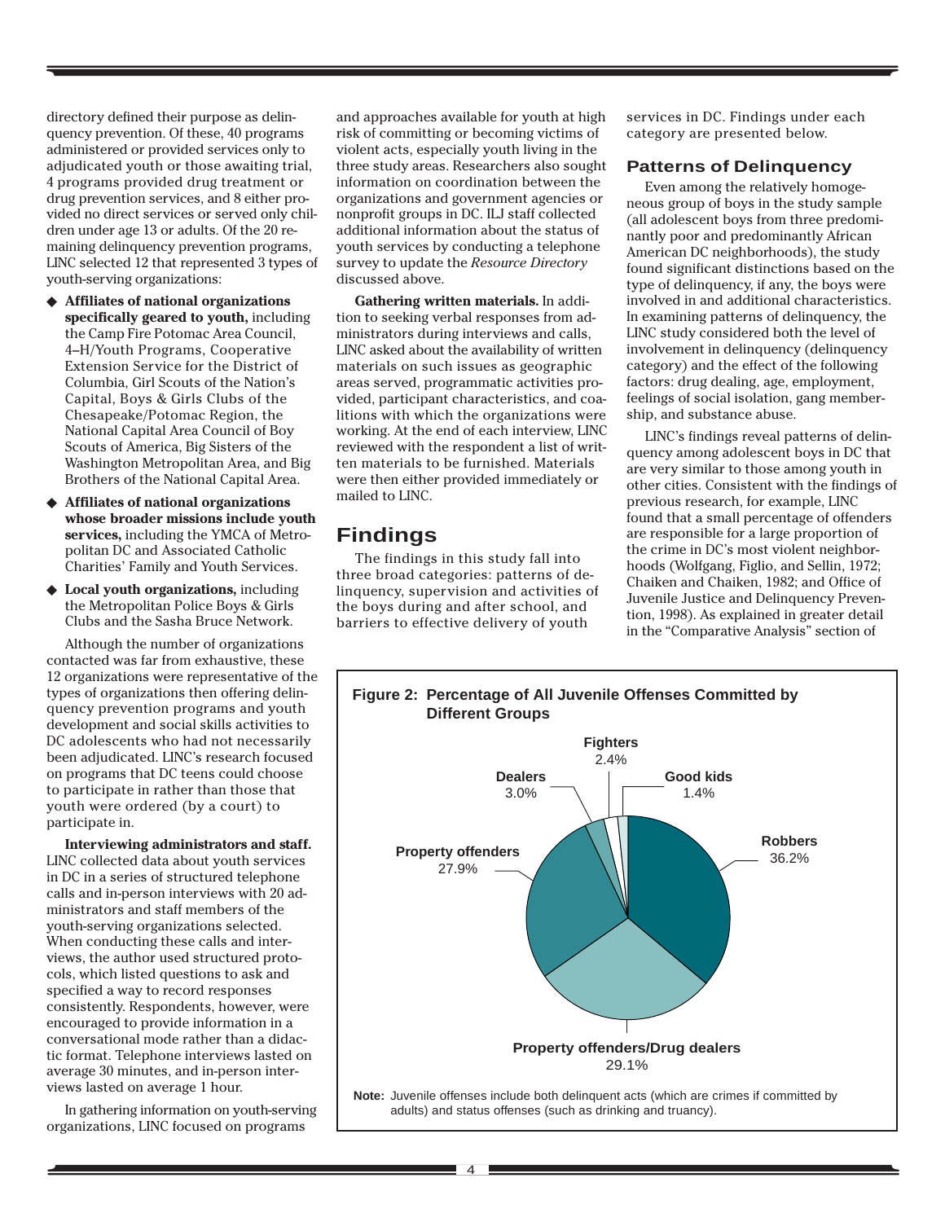directory defined their purpose as delinquency prevention. Of these, 40 programs administered or provided services only to adjudicated youth or those awaiting trial, 4 programs provided drug treatment or drug prevention services, and 8 either provided no direct services or served only children under age 13 or adults. Of the 20 remaining delinquency prevention programs, LINC selected 12 that represented 3 types of youth-serving organizations:

- **Affiliates of national organizations specifically geared to youth,** including the Camp Fire Potomac Area Council, 4–H/Youth Programs, Cooperative Extension Service for the District of Columbia, Girl Scouts of the Nation's Capital, Boys & Girls Clubs of the Chesapeake/Potomac Region, the National Capital Area Council of Boy Scouts of America, Big Sisters of the Washington Metropolitan Area, and Big Brothers of the National Capital Area.
- **Affiliates of national organizations whose broader missions include youth services,** including the YMCA of Metropolitan DC and Associated Catholic Charities' Family and Youth Services.
- **Local youth organizations,** including the Metropolitan Police Boys & Girls Clubs and the Sasha Bruce Network.

Although the number of organizations contacted was far from exhaustive, these 12 organizations were representative of the types of organizations then offering delinquency prevention programs and youth development and social skills activities to DC adolescents who had not necessarily been adjudicated. LINC's research focused on programs that DC teens could choose to participate in rather than those that youth were ordered (by a court) to participate in.

**Interviewing administrators and staff.** LINC collected data about youth services in DC in a series of structured telephone calls and in-person interviews with 20 administrators and staff members of the youth-serving organizations selected. When conducting these calls and interviews, the author used structured protocols, which listed questions to ask and specified a way to record responses consistently. Respondents, however, were encouraged to provide information in a conversational mode rather than a didactic format. Telephone interviews lasted on average 30 minutes, and in-person interviews lasted on average 1 hour.

In gathering information on youth-serving organizations, LINC focused on programs and approaches available for youth at high risk of committing or becoming victims of violent acts, especially youth living in the three study areas. Researchers also sought information on coordination between the organizations and government agencies or nonprofit groups in DC. ILJ staff collected additional information about the status of youth services by conducting a telephone survey to update the *Resource Directory* discussed above.

**Gathering written materials.** In addition to seeking verbal responses from administrators during interviews and calls, LINC asked about the availability of written materials on such issues as geographic areas served, programmatic activities provided, participant characteristics, and coalitions with which the organizations were working. At the end of each interview, LINC reviewed with the respondent a list of written materials to be furnished. Materials were then either provided immediately or mailed to LINC.

## Findings

The findings in this study fall into three broad categories: patterns of delinquency, supervision and activities of the boys during and after school, and barriers to effective delivery of youth services in DC. Findings under each category are presented below.

### Patterns of Delinquency

Even among the relatively homogeneous group of boys in the study sample (all adolescent boys from three predominantly poor and predominantly African American DC neighborhoods), the study found significant distinctions based on the type of delinquency, if any, the boys were involved in and additional characteristics. In examining patterns of delinquency, the LINC study considered both the level of involvement in delinquency (delinquency category) and the effect of the following factors: drug dealing, age, employment, feelings of social isolation, gang membership, and substance abuse.

LINC's findings reveal patterns of delinquency among adolescent boys in DC that are very similar to those among youth in other cities. Consistent with the findings of previous research, for example, LINC found that a small percentage of offenders are responsible for a large proportion of the crime in DC's most violent neighborhoods (Wolfgang, Figlio, and Sellin, 1972; Chaiken and Chaiken, 1982; and Office of Juvenile Justice and Delinquency Prevention, 1998). As explained in greater detail in the "Comparative Analysis" section of

**Figure 2: Percentage of All Juvenile Offenses Committed by Different Groups**

| Group | Percentage |
|---|---|
| Robbers | 36.2% |
| Property offenders/Drug dealers | 29.1% |
| Property offenders | 27.9% |
| Dealers | 3.0% |
| Fighters | 2.4% |
| Good kids | 1.4% |

**Note:** Juvenile offenses include both delinquent acts (which are crimes if committed by adults) and status offenses (such as drinking and truancy).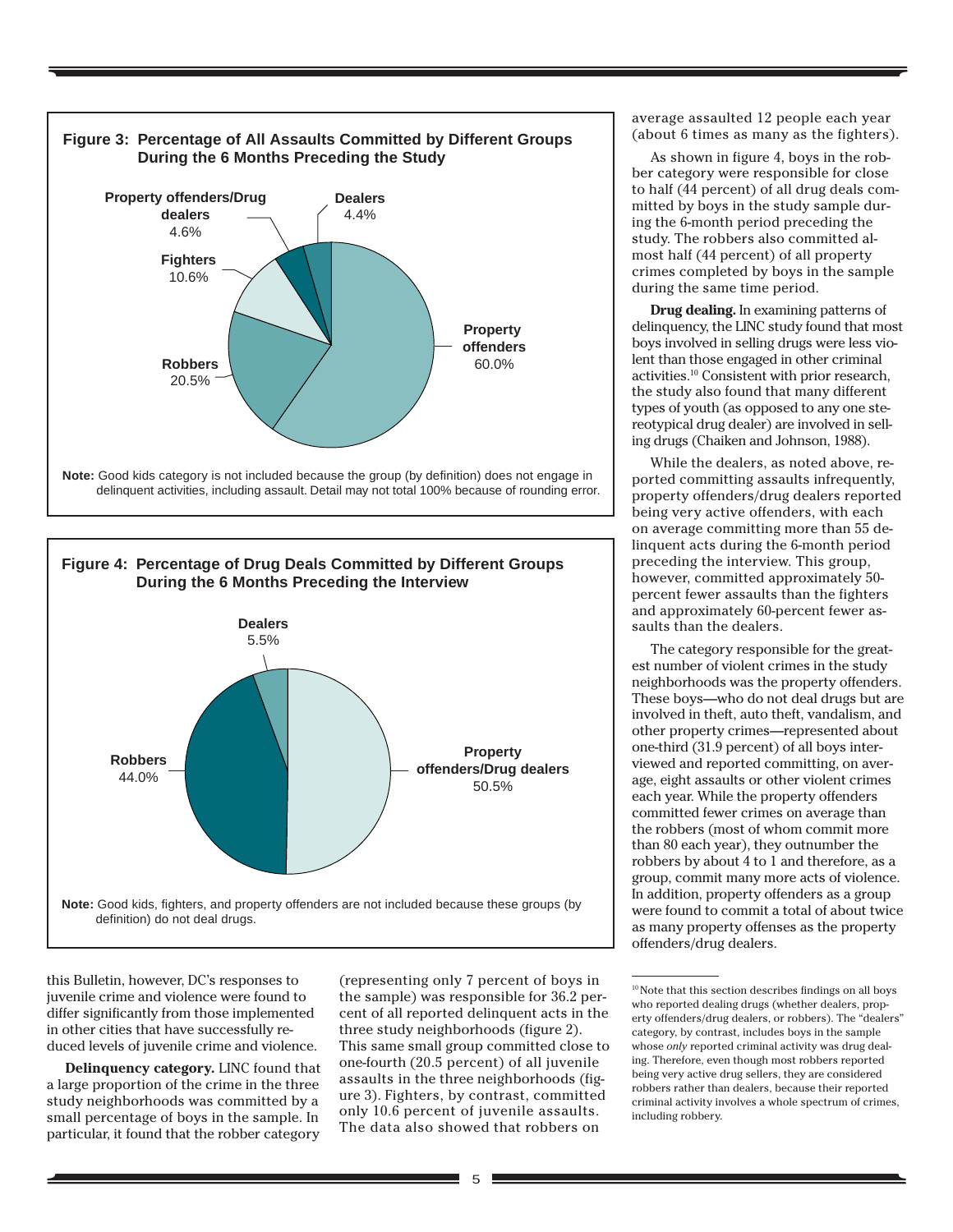**Figure 3: Percentage of All Assaults Committed by Different Groups During the 6 Months Preceding the Study**

| Group | Percentage |
|---|---|
| Property offenders | 60.0% |
| Robbers | 20.5% |
| Fighters | 10.6% |
| Property offenders/Drug dealers | 4.6% |
| Dealers | 4.4% |

**Note:** Good kids category is not included because the group (by definition) does not engage in delinquent activities, including assault. Detail may not total 100% because of rounding error.

**Figure 4: Percentage of Drug Deals Committed by Different Groups During the 6 Months Preceding the Interview**

| Group | Percentage |
|---|---|
| Property offenders/Drug dealers | 50.5% |
| Robbers | 44.0% |
| Dealers | 5.5% |

**Note:** Good kids, fighters, and property offenders are not included because these groups (by definition) do not deal drugs.

this Bulletin, however, DC's responses to juvenile crime and violence were found to differ significantly from those implemented in other cities that have successfully reduced levels of juvenile crime and violence.

**Delinquency category.** LINC found that a large proportion of the crime in the three study neighborhoods was committed by a small percentage of boys in the sample. In particular, it found that the robber category (representing only 7 percent of boys in the sample) was responsible for 36.2 percent of all reported delinquent acts in the three study neighborhoods (figure 2). This same small group committed close to one-fourth (20.5 percent) of all juvenile assaults in the three neighborhoods (figure 3). Fighters, by contrast, committed only 10.6 percent of juvenile assaults. The data also showed that robbers on average assaulted 12 people each year (about 6 times as many as the fighters).

As shown in figure 4, boys in the robber category were responsible for close to half (44 percent) of all drug deals committed by boys in the study sample during the 6-month period preceding the study. The robbers also committed almost half (44 percent) of all property crimes completed by boys in the sample during the same time period.

**Drug dealing.** In examining patterns of delinquency, the LINC study found that most boys involved in selling drugs were less violent than those engaged in other criminal activities.[10] Consistent with prior research, the study also found that many different types of youth (as opposed to any one stereotypical drug dealer) are involved in selling drugs (Chaiken and Johnson, 1988).

While the dealers, as noted above, reported committing assaults infrequently, property offenders/drug dealers reported being very active offenders, with each on average committing more than 55 delinquent acts during the 6-month period preceding the interview. This group, however, committed approximately 50-percent fewer assaults than the fighters and approximately 60-percent fewer assaults than the dealers.

The category responsible for the greatest number of violent crimes in the study neighborhoods was the property offenders. These boys—who do not deal drugs but are involved in theft, auto theft, vandalism, and other property crimes—represented about one-third (31.9 percent) of all boys interviewed and reported committing, on average, eight assaults or other violent crimes each year. While the property offenders committed fewer crimes on average than the robbers (most of whom commit more than 80 each year), they outnumber the robbers by about 4 to 1 and therefore, as a group, commit many more acts of violence. In addition, property offenders as a group were found to commit a total of about twice as many property offenses as the property offenders/drug dealers.

[10] Note that this section describes findings on all boys who reported dealing drugs (whether dealers, property offenders/drug dealers, or robbers). The "dealers" category, by contrast, includes boys in the sample whose *only* reported criminal activity was drug dealing. Therefore, even though most robbers reported being very active drug sellers, they are considered robbers rather than dealers, because their reported criminal activity involves a whole spectrum of crimes, including robbery.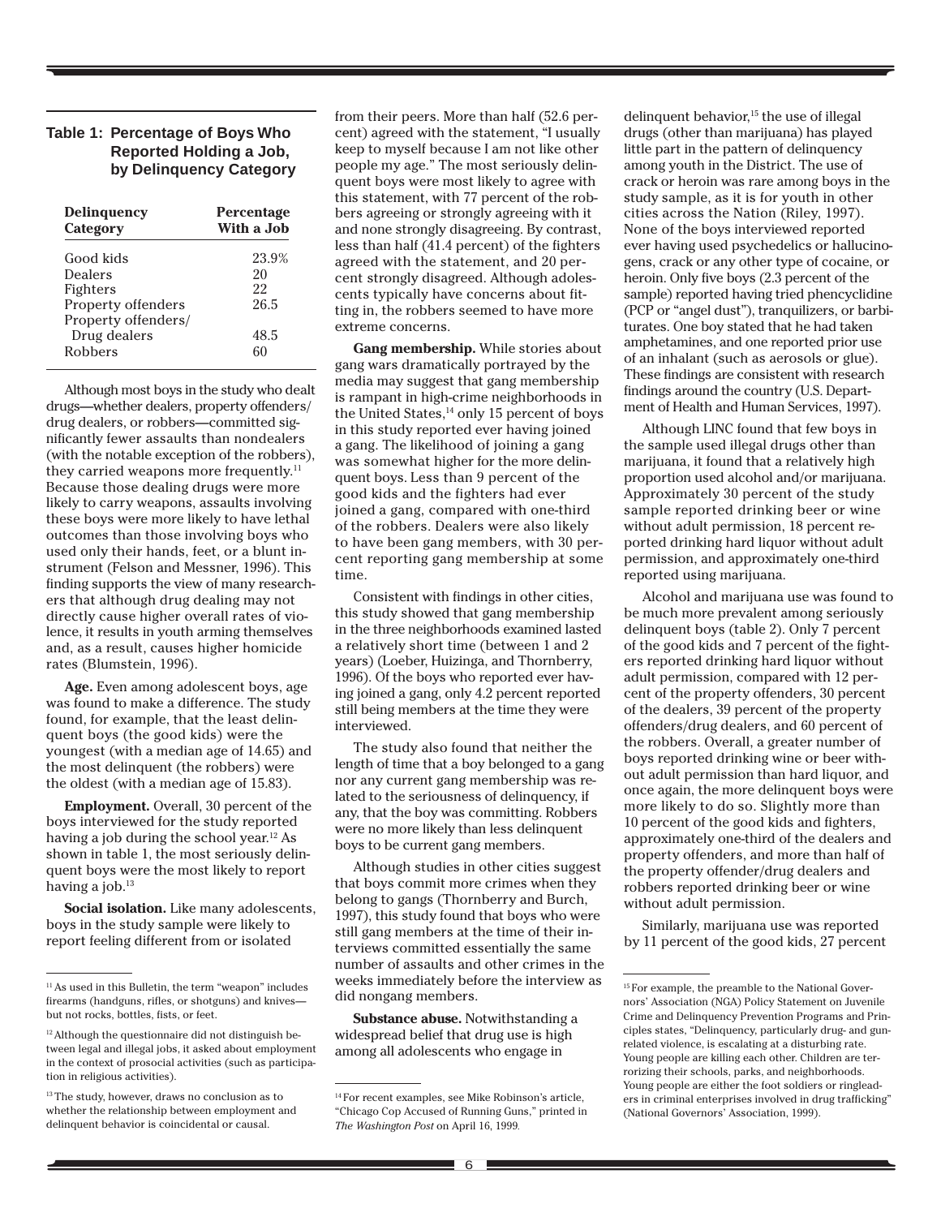**Table 1: Percentage of Boys Who Reported Holding a Job, by Delinquency Category**

| Delinquency Category | Percentage With a Job |
|---|---|
| Good kids | 23.9% |
| Dealers | 20 |
| Fighters | 22 |
| Property offenders | 26.5 |
| Property offenders/ Drug dealers | 48.5 |
| Robbers | 60 |

Although most boys in the study who dealt drugs—whether dealers, property offenders/drug dealers, or robbers—committed significantly fewer assaults than nondealers (with the notable exception of the robbers), they carried weapons more frequently.[11] Because those dealing drugs were more likely to carry weapons, assaults involving these boys were more likely to have lethal outcomes than those involving boys who used only their hands, feet, or a blunt instrument (Felson and Messner, 1996). This finding supports the view of many researchers that although drug dealing may not directly cause higher overall rates of violence, it results in youth arming themselves and, as a result, causes higher homicide rates (Blumstein, 1996).

**Age.** Even among adolescent boys, age was found to make a difference. The study found, for example, that the least delinquent boys (the good kids) were the youngest (with a median age of 14.65) and the most delinquent (the robbers) were the oldest (with a median age of 15.83).

**Employment.** Overall, 30 percent of the boys interviewed for the study reported having a job during the school year.[12] As shown in table 1, the most seriously delinquent boys were the most likely to report having a job.[13]

**Social isolation.** Like many adolescents, boys in the study sample were likely to report feeling different from or isolated from their peers. More than half (52.6 percent) agreed with the statement, "I usually keep to myself because I am not like other people my age." The most seriously delinquent boys were most likely to agree with this statement, with 77 percent of the robbers agreeing or strongly agreeing with it and none strongly disagreeing. By contrast, less than half (41.4 percent) of the fighters agreed with the statement, and 20 percent strongly disagreed. Although adolescents typically have concerns about fitting in, the robbers seemed to have more extreme concerns.

**Gang membership.** While stories about gang wars dramatically portrayed by the media may suggest that gang membership is rampant in high-crime neighborhoods in the United States,[14] only 15 percent of boys in this study reported ever having joined a gang. The likelihood of joining a gang was somewhat higher for the more delinquent boys. Less than 9 percent of the good kids and the fighters had ever joined a gang, compared with one-third of the robbers. Dealers were also likely to have been gang members, with 30 percent reporting gang membership at some time.

Consistent with findings in other cities, this study showed that gang membership in the three neighborhoods examined lasted a relatively short time (between 1 and 2 years) (Loeber, Huizinga, and Thornberry, 1996). Of the boys who reported ever having joined a gang, only 4.2 percent reported still being members at the time they were interviewed.

The study also found that neither the length of time that a boy belonged to a gang nor any current gang membership was related to the seriousness of delinquency, if any, that the boy was committing. Robbers were no more likely than less delinquent boys to be current gang members.

Although studies in other cities suggest that boys commit more crimes when they belong to gangs (Thornberry and Burch, 1997), this study found that boys who were still gang members at the time of their interviews committed essentially the same number of assaults and other crimes in the weeks immediately before the interview as did nongang members.

**Substance abuse.** Notwithstanding a widespread belief that drug use is high among all adolescents who engage in delinquent behavior,[15] the use of illegal drugs (other than marijuana) has played little part in the pattern of delinquency among youth in the District. The use of crack or heroin was rare among boys in the study sample, as it is for youth in other cities across the Nation (Riley, 1997). None of the boys interviewed reported ever having used psychedelics or hallucinogens, crack or any other type of cocaine, or heroin. Only five boys (2.3 percent of the sample) reported having tried phencyclidine (PCP or "angel dust"), tranquilizers, or barbiturates. One boy stated that he had taken amphetamines, and one reported prior use of an inhalant (such as aerosols or glue). These findings are consistent with research findings around the country (U.S. Department of Health and Human Services, 1997).

Although LINC found that few boys in the sample used illegal drugs other than marijuana, it found that a relatively high proportion used alcohol and/or marijuana. Approximately 30 percent of the study sample reported drinking beer or wine without adult permission, 18 percent reported drinking hard liquor without adult permission, and approximately one-third reported using marijuana.

Alcohol and marijuana use was found to be much more prevalent among seriously delinquent boys (table 2). Only 7 percent of the good kids and 7 percent of the fighters reported drinking hard liquor without adult permission, compared with 12 percent of the property offenders, 30 percent of the dealers, 39 percent of the property offenders/drug dealers, and 60 percent of the robbers. Overall, a greater number of boys reported drinking wine or beer without adult permission than hard liquor, and once again, the more delinquent boys were more likely to do so. Slightly more than 10 percent of the good kids and fighters, approximately one-third of the dealers and property offenders, and more than half of the property offender/drug dealers and robbers reported drinking beer or wine without adult permission.

Similarly, marijuana use was reported by 11 percent of the good kids, 27 percent

---

[11] As used in this Bulletin, the term "weapon" includes firearms (handguns, rifles, or shotguns) and knives—but not rocks, bottles, fists, or feet.

[12] Although the questionnaire did not distinguish between legal and illegal jobs, it asked about employment in the context of prosocial activities (such as participation in religious activities).

[13] The study, however, draws no conclusion as to whether the relationship between employment and delinquent behavior is coincidental or causal.

[14] For recent examples, see Mike Robinson's article, "Chicago Cop Accused of Running Guns," printed in *The Washington Post* on April 16, 1999.

[15] For example, the preamble to the National Governors' Association (NGA) Policy Statement on Juvenile Crime and Delinquency Prevention Programs and Principles states, "Delinquency, particularly drug- and gun-related violence, is escalating at a disturbing rate. Young people are killing each other. Children are terrorizing their schools, parks, and neighborhoods. Young people are either the foot soldiers or ringleaders in criminal enterprises involved in drug trafficking" (National Governors' Association, 1999).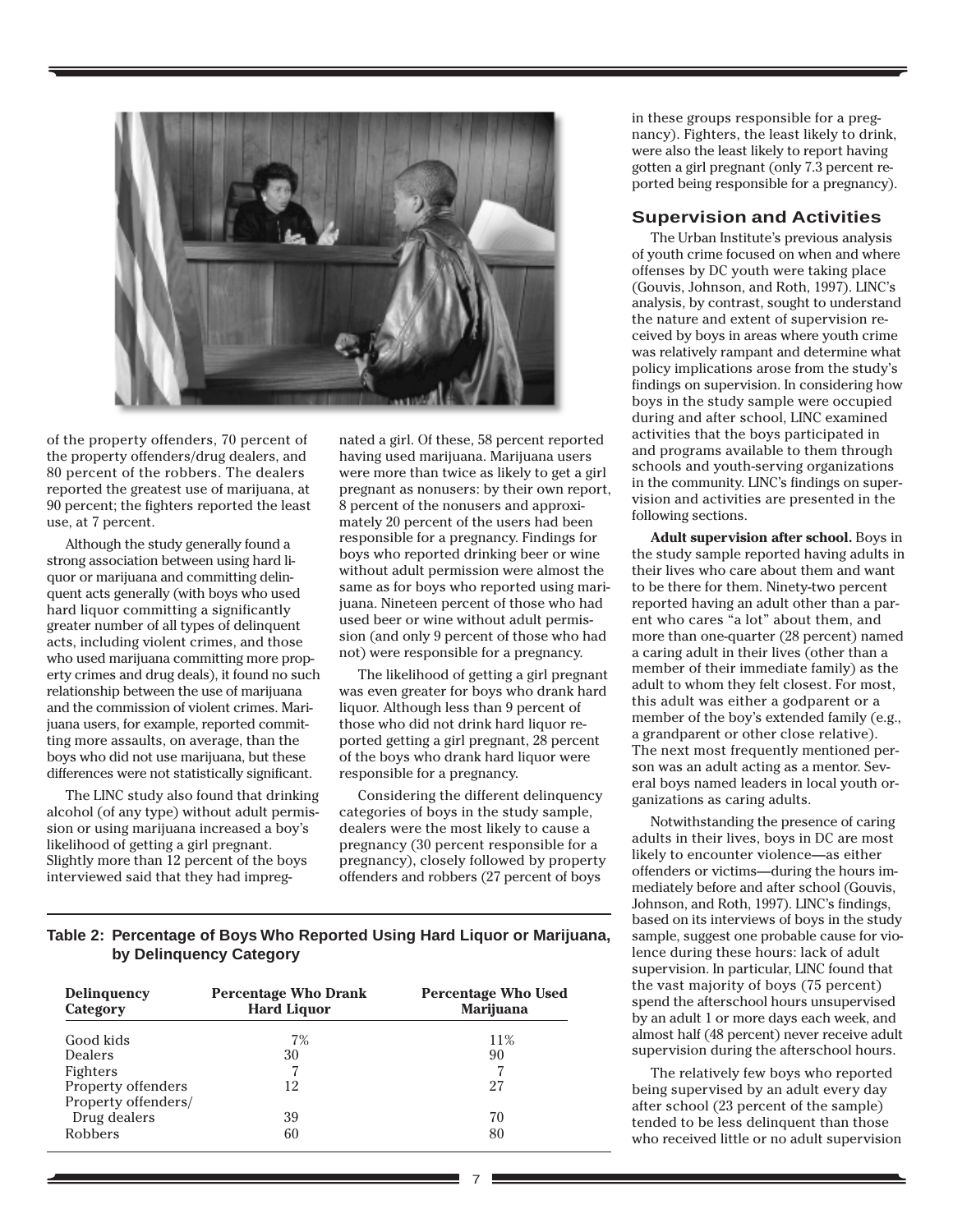of the property offenders, 70 percent of the property offenders/drug dealers, and 80 percent of the robbers. The dealers reported the greatest use of marijuana, at 90 percent; the fighters reported the least use, at 7 percent.

Although the study generally found a strong association between using hard liquor or marijuana and committing delinquent acts generally (with boys who used hard liquor committing a significantly greater number of all types of delinquent acts, including violent crimes, and those who used marijuana committing more property crimes and drug deals), it found no such relationship between the use of marijuana and the commission of violent crimes. Marijuana users, for example, reported committing more assaults, on average, than the boys who did not use marijuana, but these differences were not statistically significant.

The LINC study also found that drinking alcohol (of any type) without adult permission or using marijuana increased a boy's likelihood of getting a girl pregnant. Slightly more than 12 percent of the boys interviewed said that they had impregnated a girl. Of these, 58 percent reported having used marijuana. Marijuana users were more than twice as likely to get a girl pregnant as nonusers: by their own report, 8 percent of the nonusers and approximately 20 percent of the users had been responsible for a pregnancy. Findings for boys who reported drinking beer or wine without adult permission were almost the same as for boys who reported using marijuana. Nineteen percent of those who had used beer or wine without adult permission (and only 9 percent of those who had not) were responsible for a pregnancy.

The likelihood of getting a girl pregnant was even greater for boys who drank hard liquor. Although less than 9 percent of those who did not drink hard liquor reported getting a girl pregnant, 28 percent of the boys who drank hard liquor were responsible for a pregnancy.

Considering the different delinquency categories of boys in the study sample, dealers were the most likely to cause a pregnancy (30 percent responsible for a pregnancy), closely followed by property offenders and robbers (27 percent of boys in these groups responsible for a pregnancy). Fighters, the least likely to drink, were also the least likely to report having gotten a girl pregnant (only 7.3 percent reported being responsible for a pregnancy).

**Table 2: Percentage of Boys Who Reported Using Hard Liquor or Marijuana, by Delinquency Category**

| Delinquency Category | Percentage Who Drank Hard Liquor | Percentage Who Used Marijuana |
|---|---|---|
| Good kids | 7% | 11% |
| Dealers | 30 | 90 |
| Fighters | 7 | 7 |
| Property offenders | 12 | 27 |
| Property offenders/ Drug dealers | 39 | 70 |
| Robbers | 60 | 80 |

## Supervision and Activities

The Urban Institute's previous analysis of youth crime focused on when and where offenses by DC youth were taking place (Gouvis, Johnson, and Roth, 1997). LINC's analysis, by contrast, sought to understand the nature and extent of supervision received by boys in areas where youth crime was relatively rampant and determine what policy implications arose from the study's findings on supervision. In considering how boys in the study sample were occupied during and after school, LINC examined activities that the boys participated in and programs available to them through schools and youth-serving organizations in the community. LINC's findings on supervision and activities are presented in the following sections.

**Adult supervision after school.** Boys in the study sample reported having adults in their lives who care about them and want to be there for them. Ninety-two percent reported having an adult other than a parent who cares "a lot" about them, and more than one-quarter (28 percent) named a caring adult in their lives (other than a member of their immediate family) as the adult to whom they felt closest. For most, this adult was either a godparent or a member of the boy's extended family (e.g., a grandparent or other close relative). The next most frequently mentioned person was an adult acting as a mentor. Several boys named leaders in local youth organizations as caring adults.

Notwithstanding the presence of caring adults in their lives, boys in DC are most likely to encounter violence—as either offenders or victims—during the hours immediately before and after school (Gouvis, Johnson, and Roth, 1997). LINC's findings, based on its interviews of boys in the study sample, suggest one probable cause for violence during these hours: lack of adult supervision. In particular, LINC found that the vast majority of boys (75 percent) spend the afterschool hours unsupervised by an adult 1 or more days each week, and almost half (48 percent) never receive adult supervision during the afterschool hours.

The relatively few boys who reported being supervised by an adult every day after school (23 percent of the sample) tended to be less delinquent than those who received little or no adult supervision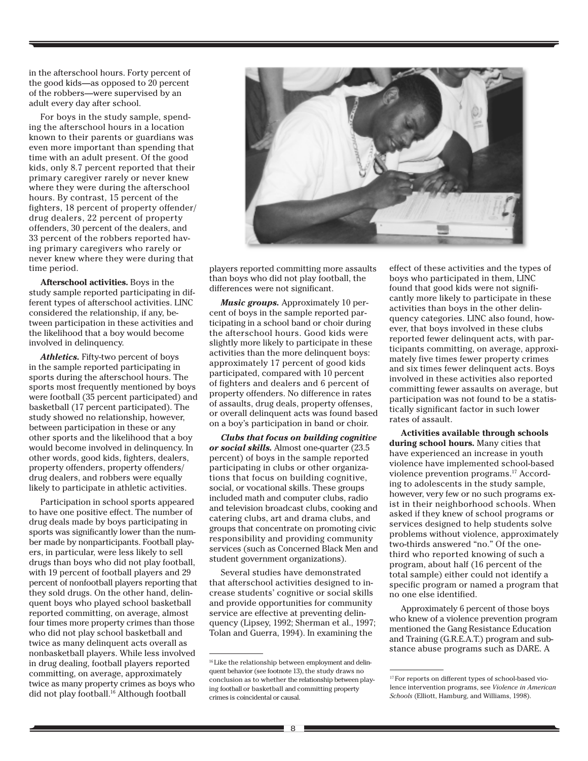in the afterschool hours. Forty percent of the good kids—as opposed to 20 percent of the robbers—were supervised by an adult every day after school.

For boys in the study sample, spending the afterschool hours in a location known to their parents or guardians was even more important than spending that time with an adult present. Of the good kids, only 8.7 percent reported that their primary caregiver rarely or never knew where they were during the afterschool hours. By contrast, 15 percent of the fighters, 18 percent of property offender/drug dealers, 22 percent of property offenders, 30 percent of the dealers, and 33 percent of the robbers reported having primary caregivers who rarely or never knew where they were during that time period.

**Afterschool activities.** Boys in the study sample reported participating in different types of afterschool activities. LINC considered the relationship, if any, between participation in these activities and the likelihood that a boy would become involved in delinquency.

***Athletics.*** Fifty-two percent of boys in the sample reported participating in sports during the afterschool hours. The sports most frequently mentioned by boys were football (35 percent participated) and basketball (17 percent participated). The study showed no relationship, however, between participation in these or any other sports and the likelihood that a boy would become involved in delinquency. In other words, good kids, fighters, dealers, property offenders, property offenders/drug dealers, and robbers were equally likely to participate in athletic activities.

Participation in school sports appeared to have one positive effect. The number of drug deals made by boys participating in sports was significantly lower than the number made by nonparticipants. Football players, in particular, were less likely to sell drugs than boys who did not play football, with 19 percent of football players and 29 percent of nonfootball players reporting that they sold drugs. On the other hand, delinquent boys who played school basketball reported committing, on average, almost four times more property crimes than those who did not play school basketball and twice as many delinquent acts overall as nonbasketball players. While less involved in drug dealing, football players reported committing, on average, approximately twice as many property crimes as boys who did not play football.[16] Although football players reported committing more assaults than boys who did not play football, the differences were not significant.

***Music groups.*** Approximately 10 percent of boys in the sample reported participating in a school band or choir during the afterschool hours. Good kids were slightly more likely to participate in these activities than the more delinquent boys: approximately 17 percent of good kids participated, compared with 10 percent of fighters and dealers and 6 percent of property offenders. No difference in rates of assaults, drug deals, property offenses, or overall delinquent acts was found based on a boy's participation in band or choir.

***Clubs that focus on building cognitive or social skills.*** Almost one-quarter (23.5 percent) of boys in the sample reported participating in clubs or other organizations that focus on building cognitive, social, or vocational skills. These groups included math and computer clubs, radio and television broadcast clubs, cooking and catering clubs, art and drama clubs, and groups that concentrate on promoting civic responsibility and providing community services (such as Concerned Black Men and student government organizations).

Several studies have demonstrated that afterschool activities designed to increase students' cognitive or social skills and provide opportunities for community service are effective at preventing delinquency (Lipsey, 1992; Sherman et al., 1997; Tolan and Guerra, 1994). In examining the effect of these activities and the types of boys who participated in them, LINC found that good kids were not significantly more likely to participate in these activities than boys in the other delinquency categories. LINC also found, however, that boys involved in these clubs reported fewer delinquent acts, with participants committing, on average, approximately five times fewer property crimes and six times fewer delinquent acts. Boys involved in these activities also reported committing fewer assaults on average, but participation was not found to be a statistically significant factor in such lower rates of assault.

**Activities available through schools during school hours.** Many cities that have experienced an increase in youth violence have implemented school-based violence prevention programs.[17] According to adolescents in the study sample, however, very few or no such programs exist in their neighborhood schools. When asked if they knew of school programs or services designed to help students solve problems without violence, approximately two-thirds answered "no." Of the one-third who reported knowing of such a program, about half (16 percent of the total sample) either could not identify a specific program or named a program that no one else identified.

Approximately 6 percent of those boys who knew of a violence prevention program mentioned the Gang Resistance Education and Training (G.R.E.A.T.) program and substance abuse programs such as DARE. A

---

[16] Like the relationship between employment and delinquent behavior (see footnote 13), the study draws no conclusion as to whether the relationship between playing football or basketball and committing property crimes is coincidental or causal.

[17] For reports on different types of school-based violence intervention programs, see *Violence in American Schools* (Elliott, Hamburg, and Williams, 1998).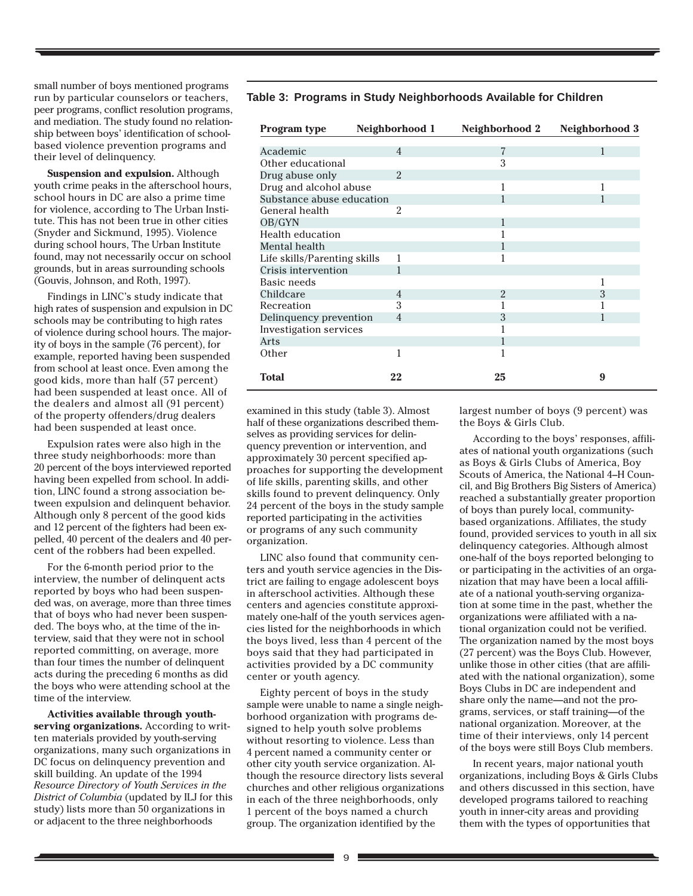small number of boys mentioned programs run by particular counselors or teachers, peer programs, conflict resolution programs, and mediation. The study found no relationship between boys' identification of school-based violence prevention programs and their level of delinquency.

**Suspension and expulsion.** Although youth crime peaks in the afterschool hours, school hours in DC are also a prime time for violence, according to The Urban Institute. This has not been true in other cities (Snyder and Sickmund, 1995). Violence during school hours, The Urban Institute found, may not necessarily occur on school grounds, but in areas surrounding schools (Gouvis, Johnson, and Roth, 1997).

Findings in LINC's study indicate that high rates of suspension and expulsion in DC schools may be contributing to high rates of violence during school hours. The majority of boys in the sample (76 percent), for example, reported having been suspended from school at least once. Even among the good kids, more than half (57 percent) had been suspended at least once. All of the dealers and almost all (91 percent) of the property offenders/drug dealers had been suspended at least once.

Expulsion rates were also high in the three study neighborhoods: more than 20 percent of the boys interviewed reported having been expelled from school. In addition, LINC found a strong association between expulsion and delinquent behavior. Although only 8 percent of the good kids and 12 percent of the fighters had been expelled, 40 percent of the dealers and 40 percent of the robbers had been expelled.

For the 6-month period prior to the interview, the number of delinquent acts reported by boys who had been suspended was, on average, more than three times that of boys who had never been suspended. The boys who, at the time of the interview, said that they were not in school reported committing, on average, more than four times the number of delinquent acts during the preceding 6 months as did the boys who were attending school at the time of the interview.

**Activities available through youth-serving organizations.** According to written materials provided by youth-serving organizations, many such organizations in DC focus on delinquency prevention and skill building. An update of the 1994 *Resource Directory of Youth Services in the District of Columbia* (updated by ILJ for this study) lists more than 50 organizations in or adjacent to the three neighborhoods examined in this study (table 3). Almost half of these organizations described themselves as providing services for delinquency prevention or intervention, and approximately 30 percent specified approaches for supporting the development of life skills, parenting skills, and other skills found to prevent delinquency. Only 24 percent of the boys in the study sample reported participating in the activities or programs of any such community organization.

**Table 3: Programs in Study Neighborhoods Available for Children**

| Program type | Neighborhood 1 | Neighborhood 2 | Neighborhood 3 |
|---|---|---|---|
| Academic | 4 | 7 | 1 |
| Other educational | | 3 | |
| Drug abuse only | 2 | | |
| Drug and alcohol abuse | | 1 | 1 |
| Substance abuse education | | 1 | 1 |
| General health | 2 | | |
| OB/GYN | | 1 | |
| Health education | | 1 | |
| Mental health | | 1 | |
| Life skills/Parenting skills | 1 | 1 | |
| Crisis intervention | 1 | | |
| Basic needs | | | 1 |
| Childcare | 4 | 2 | 3 |
| Recreation | 3 | 1 | 1 |
| Delinquency prevention | 4 | 3 | 1 |
| Investigation services | | 1 | |
| Arts | | 1 | |
| Other | 1 | 1 | |
| **Total** | **22** | **25** | **9** |

LINC also found that community centers and youth service agencies in the District are failing to engage adolescent boys in afterschool activities. Although these centers and agencies constitute approximately one-half of the youth services agencies listed for the neighborhoods in which the boys lived, less than 4 percent of the boys said that they had participated in activities provided by a DC community center or youth agency.

Eighty percent of boys in the study sample were unable to name a single neighborhood organization with programs designed to help youth solve problems without resorting to violence. Less than 4 percent named a community center or other city youth service organization. Although the resource directory lists several churches and other religious organizations in each of the three neighborhoods, only 1 percent of the boys named a church group. The organization identified by the largest number of boys (9 percent) was the Boys & Girls Club.

According to the boys' responses, affiliates of national youth organizations (such as Boys & Girls Clubs of America, Boy Scouts of America, the National 4–H Council, and Big Brothers Big Sisters of America) reached a substantially greater proportion of boys than purely local, community-based organizations. Affiliates, the study found, provided services to youth in all six delinquency categories. Although almost one-half of the boys reported belonging to or participating in the activities of an organization that may have been a local affiliate of a national youth-serving organization at some time in the past, whether the organizations were affiliated with a national organization could not be verified. The organization named by the most boys (27 percent) was the Boys Club. However, unlike those in other cities (that are affiliated with the national organization), some Boys Clubs in DC are independent and share only the name—and not the programs, services, or staff training—of the national organization. Moreover, at the time of their interviews, only 14 percent of the boys were still Boys Club members.

In recent years, major national youth organizations, including Boys & Girls Clubs and others discussed in this section, have developed programs tailored to reaching youth in inner-city areas and providing them with the types of opportunities that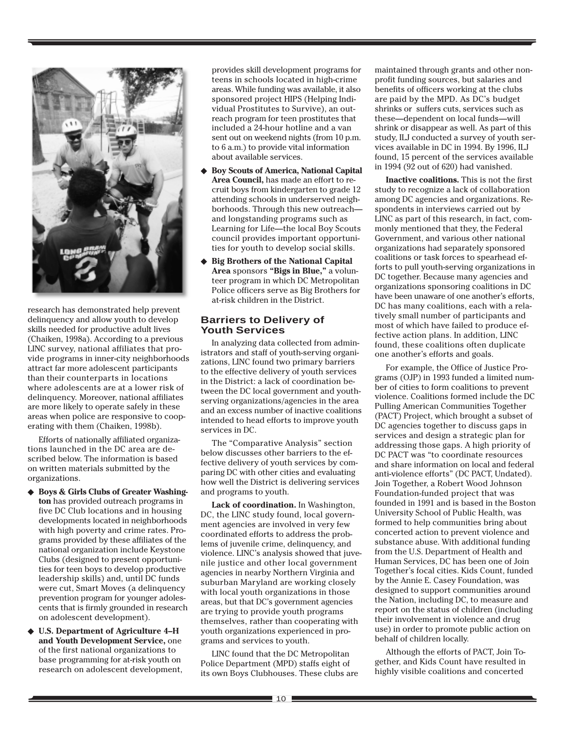research has demonstrated help prevent delinquency and allow youth to develop skills needed for productive adult lives (Chaiken, 1998a). According to a previous LINC survey, national affiliates that provide programs in inner-city neighborhoods attract far more adolescent participants than their counterparts in locations where adolescents are at a lower risk of delinquency. Moreover, national affiliates are more likely to operate safely in these areas when police are responsive to cooperating with them (Chaiken, 1998b).

Efforts of nationally affiliated organizations launched in the DC area are described below. The information is based on written materials submitted by the organizations.

- **Boys & Girls Clubs of Greater Washington** has provided outreach programs in five DC Club locations and in housing developments located in neighborhoods with high poverty and crime rates. Programs provided by these affiliates of the national organization include Keystone Clubs (designed to present opportunities for teen boys to develop productive leadership skills) and, until DC funds were cut, Smart Moves (a delinquency prevention program for younger adolescents that is firmly grounded in research on adolescent development).
- **U.S. Department of Agriculture 4–H and Youth Development Service,** one of the first national organizations to base programming for at-risk youth on research on adolescent development, provides skill development programs for teens in schools located in high-crime areas. While funding was available, it also sponsored project HIPS (Helping Individual Prostitutes to Survive), an outreach program for teen prostitutes that included a 24-hour hotline and a van sent out on weekend nights (from 10 p.m. to 6 a.m.) to provide vital information about available services.
- **Boy Scouts of America, National Capital Area Council,** has made an effort to recruit boys from kindergarten to grade 12 attending schools in underserved neighborhoods. Through this new outreach—and longstanding programs such as Learning for Life—the local Boy Scouts council provides important opportunities for youth to develop social skills.
- **Big Brothers of the National Capital Area** sponsors **"Bigs in Blue,"** a volunteer program in which DC Metropolitan Police officers serve as Big Brothers for at-risk children in the District.

## Barriers to Delivery of Youth Services

In analyzing data collected from administrators and staff of youth-serving organizations, LINC found two primary barriers to the effective delivery of youth services in the District: a lack of coordination between the DC local government and youth-serving organizations/agencies in the area and an excess number of inactive coalitions intended to head efforts to improve youth services in DC.

The "Comparative Analysis" section below discusses other barriers to the effective delivery of youth services by comparing DC with other cities and evaluating how well the District is delivering services and programs to youth.

**Lack of coordination.** In Washington, DC, the LINC study found, local government agencies are involved in very few coordinated efforts to address the problems of juvenile crime, delinquency, and violence. LINC's analysis showed that juvenile justice and other local government agencies in nearby Northern Virginia and suburban Maryland are working closely with local youth organizations in those areas, but that DC's government agencies are trying to provide youth programs themselves, rather than cooperating with youth organizations experienced in programs and services to youth.

LINC found that the DC Metropolitan Police Department (MPD) staffs eight of its own Boys Clubhouses. These clubs are maintained through grants and other nonprofit funding sources, but salaries and benefits of officers working at the clubs are paid by the MPD. As DC's budget shrinks or suffers cuts, services such as these—dependent on local funds—will shrink or disappear as well. As part of this study, ILJ conducted a survey of youth services available in DC in 1994. By 1996, ILJ found, 15 percent of the services available in 1994 (92 out of 620) had vanished.

**Inactive coalitions.** This is not the first study to recognize a lack of collaboration among DC agencies and organizations. Respondents in interviews carried out by LINC as part of this research, in fact, commonly mentioned that they, the Federal Government, and various other national organizations had separately sponsored coalitions or task forces to spearhead efforts to pull youth-serving organizations in DC together. Because many agencies and organizations sponsoring coalitions in DC have been unaware of one another's efforts, DC has many coalitions, each with a relatively small number of participants and most of which have failed to produce effective action plans. In addition, LINC found, these coalitions often duplicate one another's efforts and goals.

For example, the Office of Justice Programs (OJP) in 1993 funded a limited number of cities to form coalitions to prevent violence. Coalitions formed include the DC Pulling American Communities Together (PACT) Project, which brought a subset of DC agencies together to discuss gaps in services and design a strategic plan for addressing those gaps. A high priority of DC PACT was "to coordinate resources and share information on local and federal anti-violence efforts" (DC PACT, Undated). Join Together, a Robert Wood Johnson Foundation-funded project that was founded in 1991 and is based in the Boston University School of Public Health, was formed to help communities bring about concerted action to prevent violence and substance abuse. With additional funding from the U.S. Department of Health and Human Services, DC has been one of Join Together's focal cities. Kids Count, funded by the Annie E. Casey Foundation, was designed to support communities around the Nation, including DC, to measure and report on the status of children (including their involvement in violence and drug use) in order to promote public action on behalf of children locally.

Although the efforts of PACT, Join Together, and Kids Count have resulted in highly visible coalitions and concerted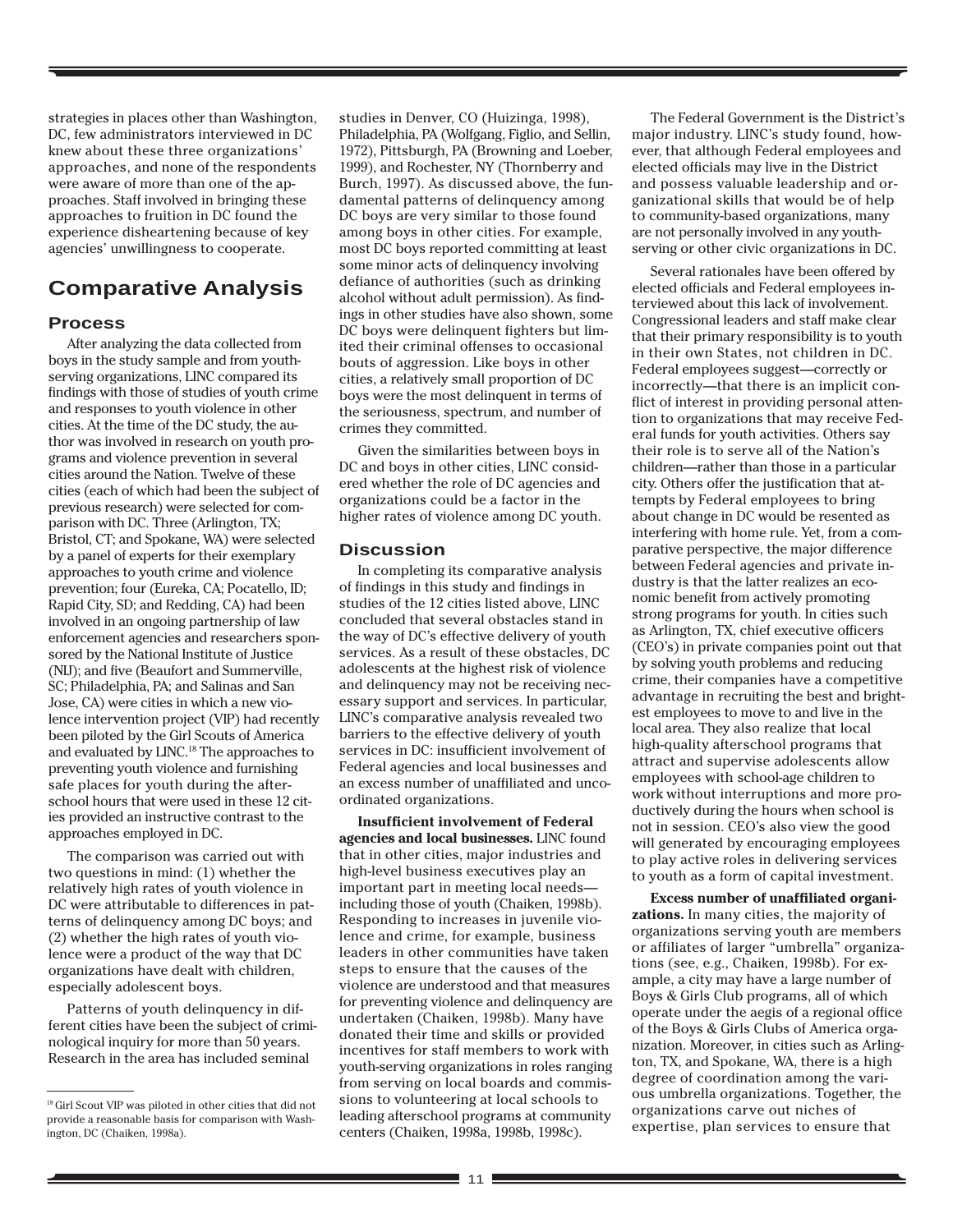strategies in places other than Washington, DC, few administrators interviewed in DC knew about these three organizations' approaches, and none of the respondents were aware of more than one of the approaches. Staff involved in bringing these approaches to fruition in DC found the experience disheartening because of key agencies' unwillingness to cooperate.

# Comparative Analysis

## Process

After analyzing the data collected from boys in the study sample and from youth-serving organizations, LINC compared its findings with those of studies of youth crime and responses to youth violence in other cities. At the time of the DC study, the author was involved in research on youth programs and violence prevention in several cities around the Nation. Twelve of these cities (each of which had been the subject of previous research) were selected for comparison with DC. Three (Arlington, TX; Bristol, CT; and Spokane, WA) were selected by a panel of experts for their exemplary approaches to youth crime and violence prevention; four (Eureka, CA; Pocatello, ID; Rapid City, SD; and Redding, CA) had been involved in an ongoing partnership of law enforcement agencies and researchers sponsored by the National Institute of Justice (NIJ); and five (Beaufort and Summerville, SC; Philadelphia, PA; and Salinas and San Jose, CA) were cities in which a new violence intervention project (VIP) had recently been piloted by the Girl Scouts of America and evaluated by LINC.[18] The approaches to preventing youth violence and furnishing safe places for youth during the afterschool hours that were used in these 12 cities provided an instructive contrast to the approaches employed in DC.

The comparison was carried out with two questions in mind: (1) whether the relatively high rates of youth violence in DC were attributable to differences in patterns of delinquency among DC boys; and (2) whether the high rates of youth violence were a product of the way that DC organizations have dealt with children, especially adolescent boys.

Patterns of youth delinquency in different cities have been the subject of criminological inquiry for more than 50 years. Research in the area has included seminal studies in Denver, CO (Huizinga, 1998), Philadelphia, PA (Wolfgang, Figlio, and Sellin, 1972), Pittsburgh, PA (Browning and Loeber, 1999), and Rochester, NY (Thornberry and Burch, 1997). As discussed above, the fundamental patterns of delinquency among DC boys are very similar to those found among boys in other cities. For example, most DC boys reported committing at least some minor acts of delinquency involving defiance of authorities (such as drinking alcohol without adult permission). As findings in other studies have also shown, some DC boys were delinquent fighters but limited their criminal offenses to occasional bouts of aggression. Like boys in other cities, a relatively small proportion of DC boys were the most delinquent in terms of the seriousness, spectrum, and number of crimes they committed.

Given the similarities between boys in DC and boys in other cities, LINC considered whether the role of DC agencies and organizations could be a factor in the higher rates of violence among DC youth.

## Discussion

In completing its comparative analysis of findings in this study and findings in studies of the 12 cities listed above, LINC concluded that several obstacles stand in the way of DC's effective delivery of youth services. As a result of these obstacles, DC adolescents at the highest risk of violence and delinquency may not be receiving necessary support and services. In particular, LINC's comparative analysis revealed two barriers to the effective delivery of youth services in DC: insufficient involvement of Federal agencies and local businesses and an excess number of unaffiliated and uncoordinated organizations.

**Insufficient involvement of Federal agencies and local businesses.** LINC found that in other cities, major industries and high-level business executives play an important part in meeting local needs—including those of youth (Chaiken, 1998b). Responding to increases in juvenile violence and crime, for example, business leaders in other communities have taken steps to ensure that the causes of the violence are understood and that measures for preventing violence and delinquency are undertaken (Chaiken, 1998b). Many have donated their time and skills or provided incentives for staff members to work with youth-serving organizations in roles ranging from serving on local boards and commissions to volunteering at local schools to leading afterschool programs at community centers (Chaiken, 1998a, 1998b, 1998c).

The Federal Government is the District's major industry. LINC's study found, however, that although Federal employees and elected officials may live in the District and possess valuable leadership and organizational skills that would be of help to community-based organizations, many are not personally involved in any youth-serving or other civic organizations in DC.

Several rationales have been offered by elected officials and Federal employees interviewed about this lack of involvement. Congressional leaders and staff make clear that their primary responsibility is to youth in their own States, not children in DC. Federal employees suggest—correctly or incorrectly—that there is an implicit conflict of interest in providing personal attention to organizations that may receive Federal funds for youth activities. Others say their role is to serve all of the Nation's children—rather than those in a particular city. Others offer the justification that attempts by Federal employees to bring about change in DC would be resented as interfering with home rule. Yet, from a comparative perspective, the major difference between Federal agencies and private industry is that the latter realizes an economic benefit from actively promoting strong programs for youth. In cities such as Arlington, TX, chief executive officers (CEO's) in private companies point out that by solving youth problems and reducing crime, their companies have a competitive advantage in recruiting the best and brightest employees to move to and live in the local area. They also realize that local high-quality afterschool programs that attract and supervise adolescents allow employees with school-age children to work without interruptions and more productively during the hours when school is not in session. CEO's also view the good will generated by encouraging employees to play active roles in delivering services to youth as a form of capital investment.

**Excess number of unaffiliated organizations.** In many cities, the majority of organizations serving youth are members or affiliates of larger "umbrella" organizations (see, e.g., Chaiken, 1998b). For example, a city may have a large number of Boys & Girls Club programs, all of which operate under the aegis of a regional office of the Boys & Girls Clubs of America organization. Moreover, in cities such as Arlington, TX, and Spokane, WA, there is a high degree of coordination among the various umbrella organizations. Together, the organizations carve out niches of expertise, plan services to ensure that

---

[18] Girl Scout VIP was piloted in other cities that did not provide a reasonable basis for comparison with Washington, DC (Chaiken, 1998a).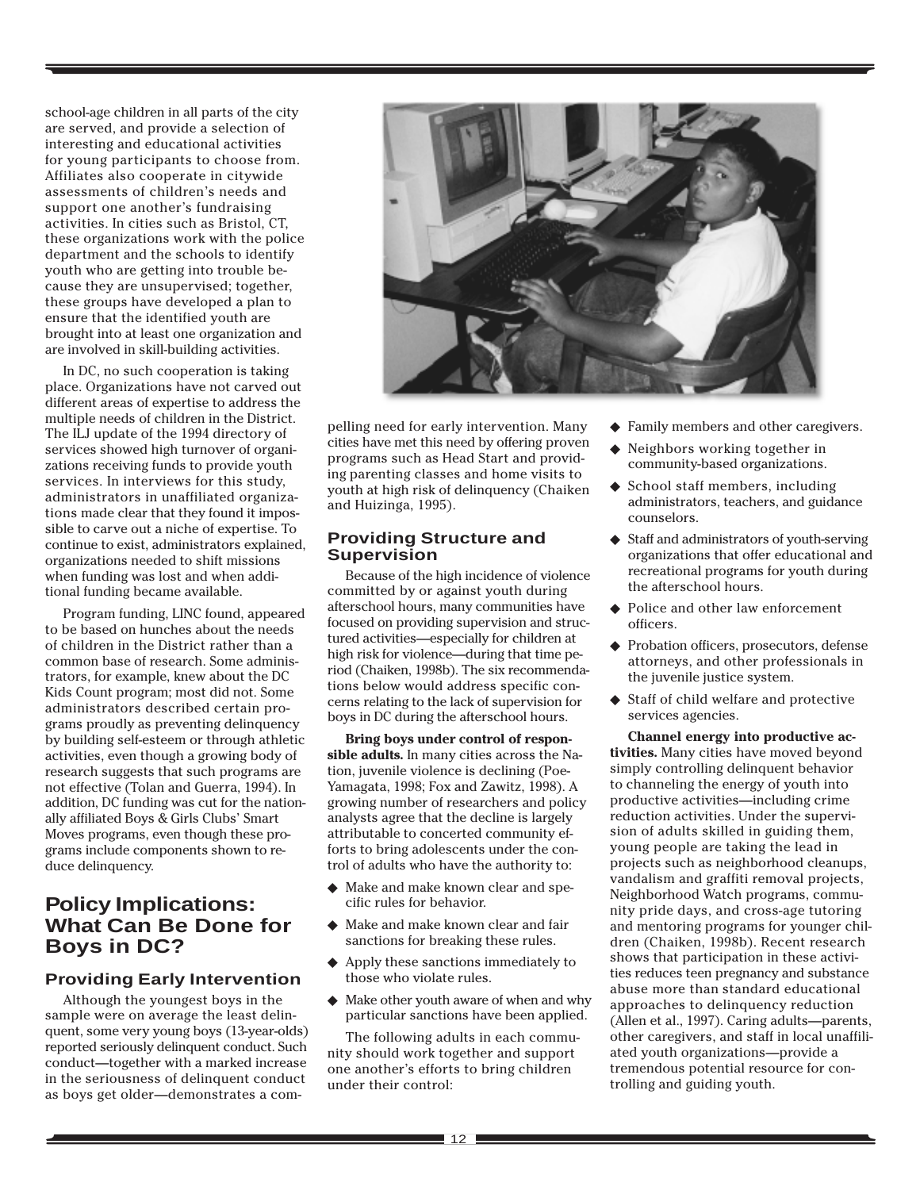school-age children in all parts of the city are served, and provide a selection of interesting and educational activities for young participants to choose from. Affiliates also cooperate in citywide assessments of children's needs and support one another's fundraising activities. In cities such as Bristol, CT, these organizations work with the police department and the schools to identify youth who are getting into trouble because they are unsupervised; together, these groups have developed a plan to ensure that the identified youth are brought into at least one organization and are involved in skill-building activities.

In DC, no such cooperation is taking place. Organizations have not carved out different areas of expertise to address the multiple needs of children in the District. The ILJ update of the 1994 directory of services showed high turnover of organizations receiving funds to provide youth services. In interviews for this study, administrators in unaffiliated organizations made clear that they found it impossible to carve out a niche of expertise. To continue to exist, administrators explained, organizations needed to shift missions when funding was lost and when additional funding became available.

Program funding, LINC found, appeared to be based on hunches about the needs of children in the District rather than a common base of research. Some administrators, for example, knew about the DC Kids Count program; most did not. Some administrators described certain programs proudly as preventing delinquency by building self-esteem or through athletic activities, even though a growing body of research suggests that such programs are not effective (Tolan and Guerra, 1994). In addition, DC funding was cut for the nationally affiliated Boys & Girls Clubs' Smart Moves programs, even though these programs include components shown to reduce delinquency.

## Policy Implications: What Can Be Done for Boys in DC?

### Providing Early Intervention

Although the youngest boys in the sample were on average the least delinquent, some very young boys (13-year-olds) reported seriously delinquent conduct. Such conduct—together with a marked increase in the seriousness of delinquent conduct as boys get older—demonstrates a compelling need for early intervention. Many cities have met this need by offering proven programs such as Head Start and providing parenting classes and home visits to youth at high risk of delinquency (Chaiken and Huizinga, 1995).

### Providing Structure and Supervision

Because of the high incidence of violence committed by or against youth during afterschool hours, many communities have focused on providing supervision and structured activities—especially for children at high risk for violence—during that time period (Chaiken, 1998b). The six recommendations below would address specific concerns relating to the lack of supervision for boys in DC during the afterschool hours.

**Bring boys under control of responsible adults.** In many cities across the Nation, juvenile violence is declining (Poe-Yamagata, 1998; Fox and Zawitz, 1998). A growing number of researchers and policy analysts agree that the decline is largely attributable to concerted community efforts to bring adolescents under the control of adults who have the authority to:

- Make and make known clear and specific rules for behavior.
- Make and make known clear and fair sanctions for breaking these rules.
- Apply these sanctions immediately to those who violate rules.
- Make other youth aware of when and why particular sanctions have been applied.

The following adults in each community should work together and support one another's efforts to bring children under their control:

- Family members and other caregivers.
- Neighbors working together in community-based organizations.
- School staff members, including administrators, teachers, and guidance counselors.
- Staff and administrators of youth-serving organizations that offer educational and recreational programs for youth during the afterschool hours.
- Police and other law enforcement officers.
- Probation officers, prosecutors, defense attorneys, and other professionals in the juvenile justice system.
- Staff of child welfare and protective services agencies.

**Channel energy into productive activities.** Many cities have moved beyond simply controlling delinquent behavior to channeling the energy of youth into productive activities—including crime reduction activities. Under the supervision of adults skilled in guiding them, young people are taking the lead in projects such as neighborhood cleanups, vandalism and graffiti removal projects, Neighborhood Watch programs, community pride days, and cross-age tutoring and mentoring programs for younger children (Chaiken, 1998b). Recent research shows that participation in these activities reduces teen pregnancy and substance abuse more than standard educational approaches to delinquency reduction (Allen et al., 1997). Caring adults—parents, other caregivers, and staff in local unaffiliated youth organizations—provide a tremendous potential resource for controlling and guiding youth.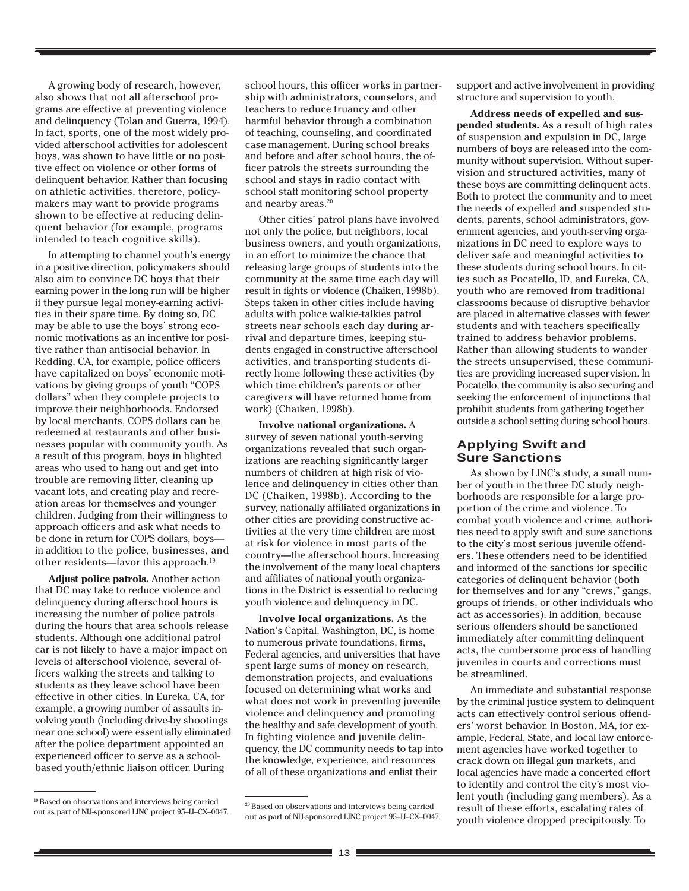A growing body of research, however, also shows that not all afterschool programs are effective at preventing violence and delinquency (Tolan and Guerra, 1994). In fact, sports, one of the most widely provided afterschool activities for adolescent boys, was shown to have little or no positive effect on violence or other forms of delinquent behavior. Rather than focusing on athletic activities, therefore, policymakers may want to provide programs shown to be effective at reducing delinquent behavior (for example, programs intended to teach cognitive skills).

In attempting to channel youth's energy in a positive direction, policymakers should also aim to convince DC boys that their earning power in the long run will be higher if they pursue legal money-earning activities in their spare time. By doing so, DC may be able to use the boys' strong economic motivations as an incentive for positive rather than antisocial behavior. In Redding, CA, for example, police officers have capitalized on boys' economic motivations by giving groups of youth "COPS dollars" when they complete projects to improve their neighborhoods. Endorsed by local merchants, COPS dollars can be redeemed at restaurants and other businesses popular with community youth. As a result of this program, boys in blighted areas who used to hang out and get into trouble are removing litter, cleaning up vacant lots, and creating play and recreation areas for themselves and younger children. Judging from their willingness to approach officers and ask what needs to be done in return for COPS dollars, boys—in addition to the police, businesses, and other residents—favor this approach.[19]

**Adjust police patrols.** Another action that DC may take to reduce violence and delinquency during afterschool hours is increasing the number of police patrols during the hours that area schools release students. Although one additional patrol car is not likely to have a major impact on levels of afterschool violence, several officers walking the streets and talking to students as they leave school have been effective in other cities. In Eureka, CA, for example, a growing number of assaults involving youth (including drive-by shootings near one school) were essentially eliminated after the police department appointed an experienced officer to serve as a school-based youth/ethnic liaison officer. During school hours, this officer works in partnership with administrators, counselors, and teachers to reduce truancy and other harmful behavior through a combination of teaching, counseling, and coordinated case management. During school breaks and before and after school hours, the officer patrols the streets surrounding the school and stays in radio contact with school staff monitoring school property and nearby areas.[20]

Other cities' patrol plans have involved not only the police, but neighbors, local business owners, and youth organizations, in an effort to minimize the chance that releasing large groups of students into the community at the same time each day will result in fights or violence (Chaiken, 1998b). Steps taken in other cities include having adults with police walkie-talkies patrol streets near schools each day during arrival and departure times, keeping students engaged in constructive afterschool activities, and transporting students directly home following these activities (by which time children's parents or other caregivers will have returned home from work) (Chaiken, 1998b).

**Involve national organizations.** A survey of seven national youth-serving organizations revealed that such organizations are reaching significantly larger numbers of children at high risk of violence and delinquency in cities other than DC (Chaiken, 1998b). According to the survey, nationally affiliated organizations in other cities are providing constructive activities at the very time children are most at risk for violence in most parts of the country—the afterschool hours. Increasing the involvement of the many local chapters and affiliates of national youth organizations in the District is essential to reducing youth violence and delinquency in DC.

**Involve local organizations.** As the Nation's Capital, Washington, DC, is home to numerous private foundations, firms, Federal agencies, and universities that have spent large sums of money on research, demonstration projects, and evaluations focused on determining what works and what does not work in preventing juvenile violence and delinquency and promoting the healthy and safe development of youth. In fighting violence and juvenile delinquency, the DC community needs to tap into the knowledge, experience, and resources of all of these organizations and enlist their support and active involvement in providing structure and supervision to youth.

**Address needs of expelled and suspended students.** As a result of high rates of suspension and expulsion in DC, large numbers of boys are released into the community without supervision. Without supervision and structured activities, many of these boys are committing delinquent acts. Both to protect the community and to meet the needs of expelled and suspended students, parents, school administrators, government agencies, and youth-serving organizations in DC need to explore ways to deliver safe and meaningful activities to these students during school hours. In cities such as Pocatello, ID, and Eureka, CA, youth who are removed from traditional classrooms because of disruptive behavior are placed in alternative classes with fewer students and with teachers specifically trained to address behavior problems. Rather than allowing students to wander the streets unsupervised, these communities are providing increased supervision. In Pocatello, the community is also securing and seeking the enforcement of injunctions that prohibit students from gathering together outside a school setting during school hours.

## Applying Swift and Sure Sanctions

As shown by LINC's study, a small number of youth in the three DC study neighborhoods are responsible for a large proportion of the crime and violence. To combat youth violence and crime, authorities need to apply swift and sure sanctions to the city's most serious juvenile offenders. These offenders need to be identified and informed of the sanctions for specific categories of delinquent behavior (both for themselves and for any "crews," gangs, groups of friends, or other individuals who act as accessories). In addition, because serious offenders should be sanctioned immediately after committing delinquent acts, the cumbersome process of handling juveniles in courts and corrections must be streamlined.

An immediate and substantial response by the criminal justice system to delinquent acts can effectively control serious offenders' worst behavior. In Boston, MA, for example, Federal, State, and local law enforcement agencies have worked together to crack down on illegal gun markets, and local agencies have made a concerted effort to identify and control the city's most violent youth (including gang members). As a result of these efforts, escalating rates of youth violence dropped precipitously. To

---

[19] Based on observations and interviews being carried out as part of NIJ-sponsored LINC project 95–IJ–CX–0047.

[20] Based on observations and interviews being carried out as part of NIJ-sponsored LINC project 95–IJ–CX–0047.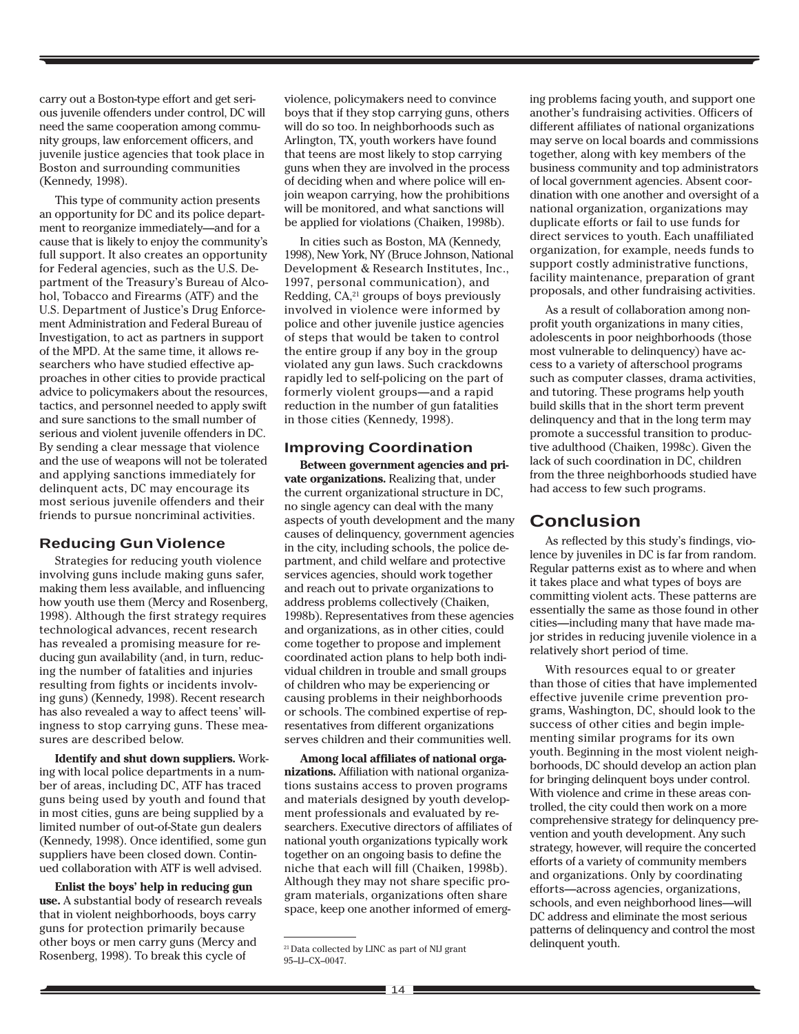carry out a Boston-type effort and get serious juvenile offenders under control, DC will need the same cooperation among community groups, law enforcement officers, and juvenile justice agencies that took place in Boston and surrounding communities (Kennedy, 1998).

This type of community action presents an opportunity for DC and its police department to reorganize immediately—and for a cause that is likely to enjoy the community's full support. It also creates an opportunity for Federal agencies, such as the U.S. Department of the Treasury's Bureau of Alcohol, Tobacco and Firearms (ATF) and the U.S. Department of Justice's Drug Enforcement Administration and Federal Bureau of Investigation, to act as partners in support of the MPD. At the same time, it allows researchers who have studied effective approaches in other cities to provide practical advice to policymakers about the resources, tactics, and personnel needed to apply swift and sure sanctions to the small number of serious and violent juvenile offenders in DC. By sending a clear message that violence and the use of weapons will not be tolerated and applying sanctions immediately for delinquent acts, DC may encourage its most serious juvenile offenders and their friends to pursue noncriminal activities.

### Reducing Gun Violence

Strategies for reducing youth violence involving guns include making guns safer, making them less available, and influencing how youth use them (Mercy and Rosenberg, 1998). Although the first strategy requires technological advances, recent research has revealed a promising measure for reducing gun availability (and, in turn, reducing the number of fatalities and injuries resulting from fights or incidents involving guns) (Kennedy, 1998). Recent research has also revealed a way to affect teens' willingness to stop carrying guns. These measures are described below.

**Identify and shut down suppliers.** Working with local police departments in a number of areas, including DC, ATF has traced guns being used by youth and found that in most cities, guns are being supplied by a limited number of out-of-State gun dealers (Kennedy, 1998). Once identified, some gun suppliers have been closed down. Continued collaboration with ATF is well advised.

**Enlist the boys' help in reducing gun use.** A substantial body of research reveals that in violent neighborhoods, boys carry guns for protection primarily because other boys or men carry guns (Mercy and Rosenberg, 1998). To break this cycle of violence, policymakers need to convince boys that if they stop carrying guns, others will do so too. In neighborhoods such as Arlington, TX, youth workers have found that teens are most likely to stop carrying guns when they are involved in the process of deciding when and where police will enjoin weapon carrying, how the prohibitions will be monitored, and what sanctions will be applied for violations (Chaiken, 1998b).

In cities such as Boston, MA (Kennedy, 1998), New York, NY (Bruce Johnson, National Development & Research Institutes, Inc., 1997, personal communication), and Redding, CA,[21] groups of boys previously involved in violence were informed by police and other juvenile justice agencies of steps that would be taken to control the entire group if any boy in the group violated any gun laws. Such crackdowns rapidly led to self-policing on the part of formerly violent groups—and a rapid reduction in the number of gun fatalities in those cities (Kennedy, 1998).

### Improving Coordination

**Between government agencies and private organizations.** Realizing that, under the current organizational structure in DC, no single agency can deal with the many aspects of youth development and the many causes of delinquency, government agencies in the city, including schools, the police department, and child welfare and protective services agencies, should work together and reach out to private organizations to address problems collectively (Chaiken, 1998b). Representatives from these agencies and organizations, as in other cities, could come together to propose and implement coordinated action plans to help both individual children in trouble and small groups of children who may be experiencing or causing problems in their neighborhoods or schools. The combined expertise of representatives from different organizations serves children and their communities well.

**Among local affiliates of national organizations.** Affiliation with national organizations sustains access to proven programs and materials designed by youth development professionals and evaluated by researchers. Executive directors of affiliates of national youth organizations typically work together on an ongoing basis to define the niche that each will fill (Chaiken, 1998b). Although they may not share specific program materials, organizations often share space, keep one another informed of emerging problems facing youth, and support one another's fundraising activities. Officers of different affiliates of national organizations may serve on local boards and commissions together, along with key members of the business community and top administrators of local government agencies. Absent coordination with one another and oversight of a national organization, organizations may duplicate efforts or fail to use funds for direct services to youth. Each unaffiliated organization, for example, needs funds to support costly administrative functions, facility maintenance, preparation of grant proposals, and other fundraising activities.

As a result of collaboration among nonprofit youth organizations in many cities, adolescents in poor neighborhoods (those most vulnerable to delinquency) have access to a variety of afterschool programs such as computer classes, drama activities, and tutoring. These programs help youth build skills that in the short term prevent delinquency and that in the long term may promote a successful transition to productive adulthood (Chaiken, 1998c). Given the lack of such coordination in DC, children from the three neighborhoods studied have had access to few such programs.

## Conclusion

As reflected by this study's findings, violence by juveniles in DC is far from random. Regular patterns exist as to where and when it takes place and what types of boys are committing violent acts. These patterns are essentially the same as those found in other cities—including many that have made major strides in reducing juvenile violence in a relatively short period of time.

With resources equal to or greater than those of cities that have implemented effective juvenile crime prevention programs, Washington, DC, should look to the success of other cities and begin implementing similar programs for its own youth. Beginning in the most violent neighborhoods, DC should develop an action plan for bringing delinquent boys under control. With violence and crime in these areas controlled, the city could then work on a more comprehensive strategy for delinquency prevention and youth development. Any such strategy, however, will require the concerted efforts of a variety of community members and organizations. Only by coordinating efforts—across agencies, organizations, schools, and even neighborhood lines—will DC address and eliminate the most serious patterns of delinquency and control the most delinquent youth.

---

[21] Data collected by LINC as part of NIJ grant 95–IJ–CX–0047.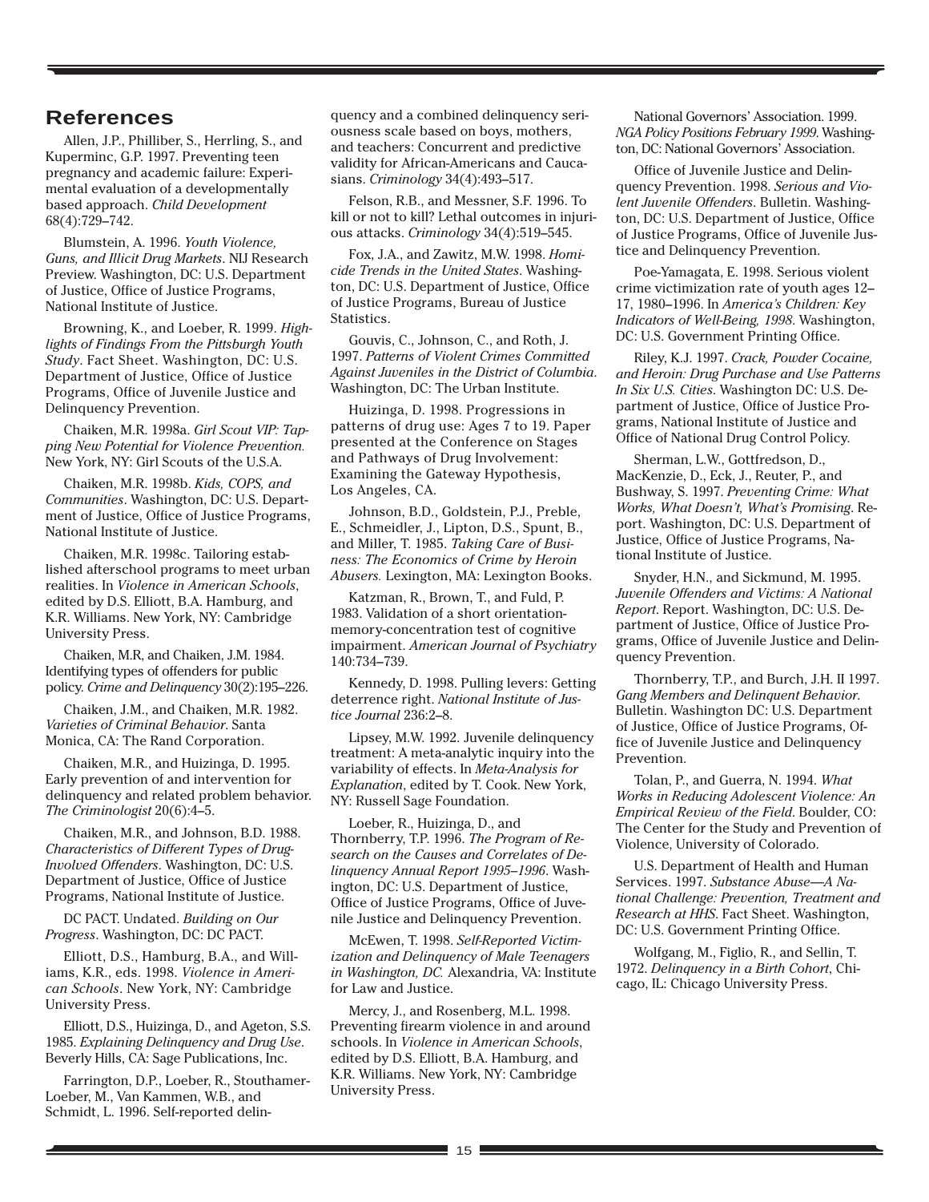## References

Allen, J.P., Philliber, S., Herrling, S., and Kuperminc, G.P. 1997. Preventing teen pregnancy and academic failure: Experimental evaluation of a developmentally based approach. *Child Development* 68(4):729–742.

Blumstein, A. 1996. *Youth Violence, Guns, and Illicit Drug Markets*. NIJ Research Preview. Washington, DC: U.S. Department of Justice, Office of Justice Programs, National Institute of Justice.

Browning, K., and Loeber, R. 1999. *Highlights of Findings From the Pittsburgh Youth Study*. Fact Sheet. Washington, DC: U.S. Department of Justice, Office of Justice Programs, Office of Juvenile Justice and Delinquency Prevention.

Chaiken, M.R. 1998a. *Girl Scout VIP: Tapping New Potential for Violence Prevention.* New York, NY: Girl Scouts of the U.S.A.

Chaiken, M.R. 1998b. *Kids, COPS, and Communities*. Washington, DC: U.S. Department of Justice, Office of Justice Programs, National Institute of Justice.

Chaiken, M.R. 1998c. Tailoring established afterschool programs to meet urban realities. In *Violence in American Schools*, edited by D.S. Elliott, B.A. Hamburg, and K.R. Williams. New York, NY: Cambridge University Press.

Chaiken, M.R, and Chaiken, J.M. 1984. Identifying types of offenders for public policy. *Crime and Delinquency* 30(2):195–226.

Chaiken, J.M., and Chaiken, M.R. 1982. *Varieties of Criminal Behavior*. Santa Monica, CA: The Rand Corporation.

Chaiken, M.R., and Huizinga, D. 1995. Early prevention of and intervention for delinquency and related problem behavior. *The Criminologist* 20(6):4–5.

Chaiken, M.R., and Johnson, B.D. 1988. *Characteristics of Different Types of Drug-Involved Offenders*. Washington, DC: U.S. Department of Justice, Office of Justice Programs, National Institute of Justice.

DC PACT. Undated. *Building on Our Progress*. Washington, DC: DC PACT.

Elliott, D.S., Hamburg, B.A., and Williams, K.R., eds. 1998. *Violence in American Schools*. New York, NY: Cambridge University Press.

Elliott, D.S., Huizinga, D., and Ageton, S.S. 1985. *Explaining Delinquency and Drug Use*. Beverly Hills, CA: Sage Publications, Inc.

Farrington, D.P., Loeber, R., Stouthamer-Loeber, M., Van Kammen, W.B., and Schmidt, L. 1996. Self-reported delinquency and a combined delinquency seriousness scale based on boys, mothers, and teachers: Concurrent and predictive validity for African-Americans and Caucasians. *Criminology* 34(4):493–517.

Felson, R.B., and Messner, S.F. 1996. To kill or not to kill? Lethal outcomes in injurious attacks. *Criminology* 34(4):519–545.

Fox, J.A., and Zawitz, M.W. 1998. *Homicide Trends in the United States*. Washington, DC: U.S. Department of Justice, Office of Justice Programs, Bureau of Justice Statistics.

Gouvis, C., Johnson, C., and Roth, J. 1997. *Patterns of Violent Crimes Committed Against Juveniles in the District of Columbia*. Washington, DC: The Urban Institute.

Huizinga, D. 1998. Progressions in patterns of drug use: Ages 7 to 19. Paper presented at the Conference on Stages and Pathways of Drug Involvement: Examining the Gateway Hypothesis, Los Angeles, CA.

Johnson, B.D., Goldstein, P.J., Preble, E., Schmeidler, J., Lipton, D.S., Spunt, B., and Miller, T. 1985. *Taking Care of Business: The Economics of Crime by Heroin Abusers.* Lexington, MA: Lexington Books.

Katzman, R., Brown, T., and Fuld, P. 1983. Validation of a short orientation-memory-concentration test of cognitive impairment. *American Journal of Psychiatry* 140:734–739.

Kennedy, D. 1998. Pulling levers: Getting deterrence right. *National Institute of Justice Journal* 236:2–8.

Lipsey, M.W. 1992. Juvenile delinquency treatment: A meta-analytic inquiry into the variability of effects. In *Meta-Analysis for Explanation*, edited by T. Cook. New York, NY: Russell Sage Foundation.

Loeber, R., Huizinga, D., and Thornberry, T.P. 1996. *The Program of Research on the Causes and Correlates of Delinquency Annual Report 1995–1996*. Washington, DC: U.S. Department of Justice, Office of Justice Programs, Office of Juvenile Justice and Delinquency Prevention.

McEwen, T. 1998. *Self-Reported Victimization and Delinquency of Male Teenagers in Washington, DC.* Alexandria, VA: Institute for Law and Justice.

Mercy, J., and Rosenberg, M.L. 1998. Preventing firearm violence in and around schools. In *Violence in American Schools*, edited by D.S. Elliott, B.A. Hamburg, and K.R. Williams. New York, NY: Cambridge University Press.

National Governors' Association. 1999. *NGA Policy Positions February 1999*. Washington, DC: National Governors' Association.

Office of Juvenile Justice and Delinquency Prevention. 1998. *Serious and Violent Juvenile Offenders*. Bulletin. Washington, DC: U.S. Department of Justice, Office of Justice Programs, Office of Juvenile Justice and Delinquency Prevention.

Poe-Yamagata, E. 1998. Serious violent crime victimization rate of youth ages 12–17, 1980–1996. In *America's Children: Key Indicators of Well-Being, 1998*. Washington, DC: U.S. Government Printing Office.

Riley, K.J. 1997. *Crack, Powder Cocaine, and Heroin: Drug Purchase and Use Patterns In Six U.S. Cities*. Washington DC: U.S. Department of Justice, Office of Justice Programs, National Institute of Justice and Office of National Drug Control Policy.

Sherman, L.W., Gottfredson, D., MacKenzie, D., Eck, J., Reuter, P., and Bushway, S. 1997. *Preventing Crime: What Works, What Doesn't, What's Promising*. Report. Washington, DC: U.S. Department of Justice, Office of Justice Programs, National Institute of Justice.

Snyder, H.N., and Sickmund, M. 1995. *Juvenile Offenders and Victims: A National Report*. Report. Washington, DC: U.S. Department of Justice, Office of Justice Programs, Office of Juvenile Justice and Delinquency Prevention.

Thornberry, T.P., and Burch, J.H. II 1997. *Gang Members and Delinquent Behavior*. Bulletin. Washington DC: U.S. Department of Justice, Office of Justice Programs, Office of Juvenile Justice and Delinquency Prevention.

Tolan, P., and Guerra, N. 1994. *What Works in Reducing Adolescent Violence: An Empirical Review of the Field*. Boulder, CO: The Center for the Study and Prevention of Violence, University of Colorado.

U.S. Department of Health and Human Services. 1997. *Substance Abuse—A National Challenge: Prevention, Treatment and Research at HHS*. Fact Sheet. Washington, DC: U.S. Government Printing Office.

Wolfgang, M., Figlio, R., and Sellin, T. 1972. *Delinquency in a Birth Cohort*, Chicago, IL: Chicago University Press.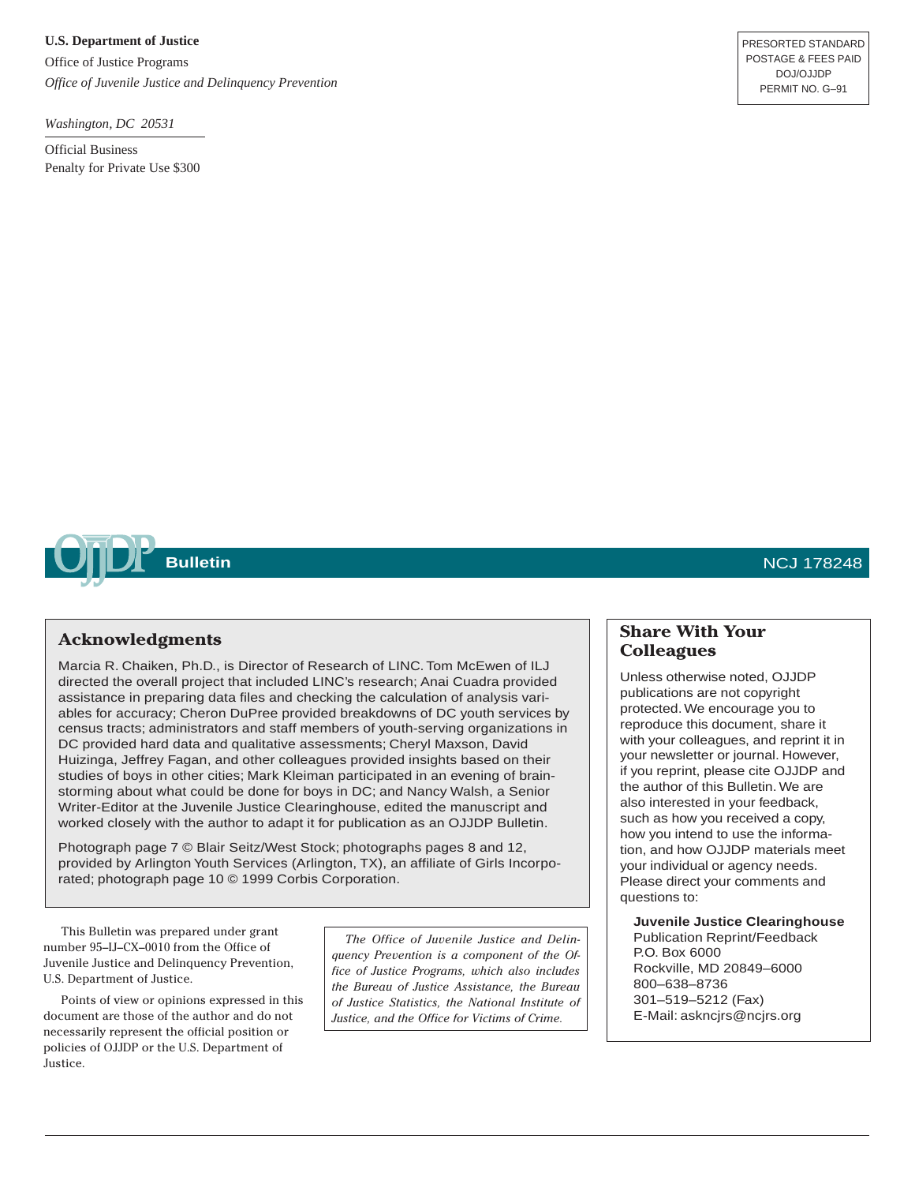**U.S. Department of Justice**

Office of Justice Programs

*Office of Juvenile Justice and Delinquency Prevention*

*Washington, DC 20531*

Official Business
Penalty for Private Use $300

PRESORTED STANDARD
POSTAGE & FEES PAID
DOJ/OJJDP
PERMIT NO. G–91

OJJDP **Bulletin** NCJ 178248

## Acknowledgments

Marcia R. Chaiken, Ph.D., is Director of Research of LINC. Tom McEwen of ILJ directed the overall project that included LINC's research; Anai Cuadra provided assistance in preparing data files and checking the calculation of analysis variables for accuracy; Cheron DuPree provided breakdowns of DC youth services by census tracts; administrators and staff members of youth-serving organizations in DC provided hard data and qualitative assessments; Cheryl Maxson, David Huizinga, Jeffrey Fagan, and other colleagues provided insights based on their studies of boys in other cities; Mark Kleiman participated in an evening of brainstorming about what could be done for boys in DC; and Nancy Walsh, a Senior Writer-Editor at the Juvenile Justice Clearinghouse, edited the manuscript and worked closely with the author to adapt it for publication as an OJJDP Bulletin.

Photograph page 7 © Blair Seitz/West Stock; photographs pages 8 and 12, provided by Arlington Youth Services (Arlington, TX), an affiliate of Girls Incorporated; photograph page 10 © 1999 Corbis Corporation.

This Bulletin was prepared under grant number 95–IJ–CX–0010 from the Office of Juvenile Justice and Delinquency Prevention, U.S. Department of Justice.

Points of view or opinions expressed in this document are those of the author and do not necessarily represent the official position or policies of OJJDP or the U.S. Department of Justice.

*The Office of Juvenile Justice and Delinquency Prevention is a component of the Office of Justice Programs, which also includes the Bureau of Justice Assistance, the Bureau of Justice Statistics, the National Institute of Justice, and the Office for Victims of Crime.*

## Share With Your Colleagues

Unless otherwise noted, OJJDP publications are not copyright protected. We encourage you to reproduce this document, share it with your colleagues, and reprint it in your newsletter or journal. However, if you reprint, please cite OJJDP and the author of this Bulletin. We are also interested in your feedback, such as how you received a copy, how you intend to use the information, and how OJJDP materials meet your individual or agency needs. Please direct your comments and questions to:

**Juvenile Justice Clearinghouse**
Publication Reprint/Feedback
P.O. Box 6000
Rockville, MD 20849–6000
800–638–8736
301–519–5212 (Fax)
E-Mail: askncjrs@ncjrs.org